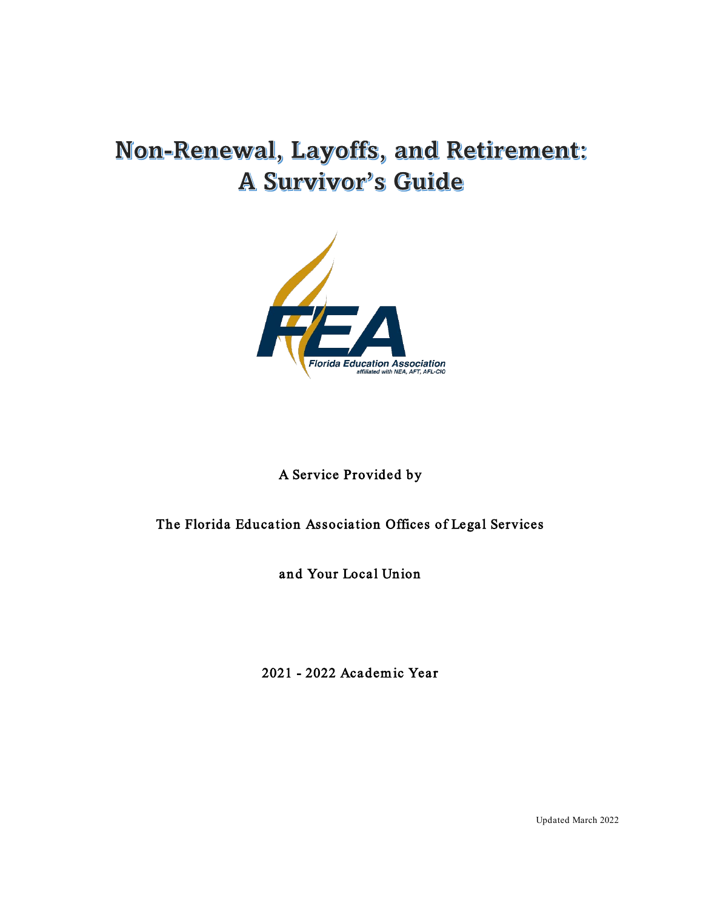# Non-Renewal, Layoffs, and Retirement: A Survivor's Guide

A Service Provided by

The Florida Education Association Offices of Legal Services

and Your Local Union

2021 - 2022 Academic Year

Updated March 2022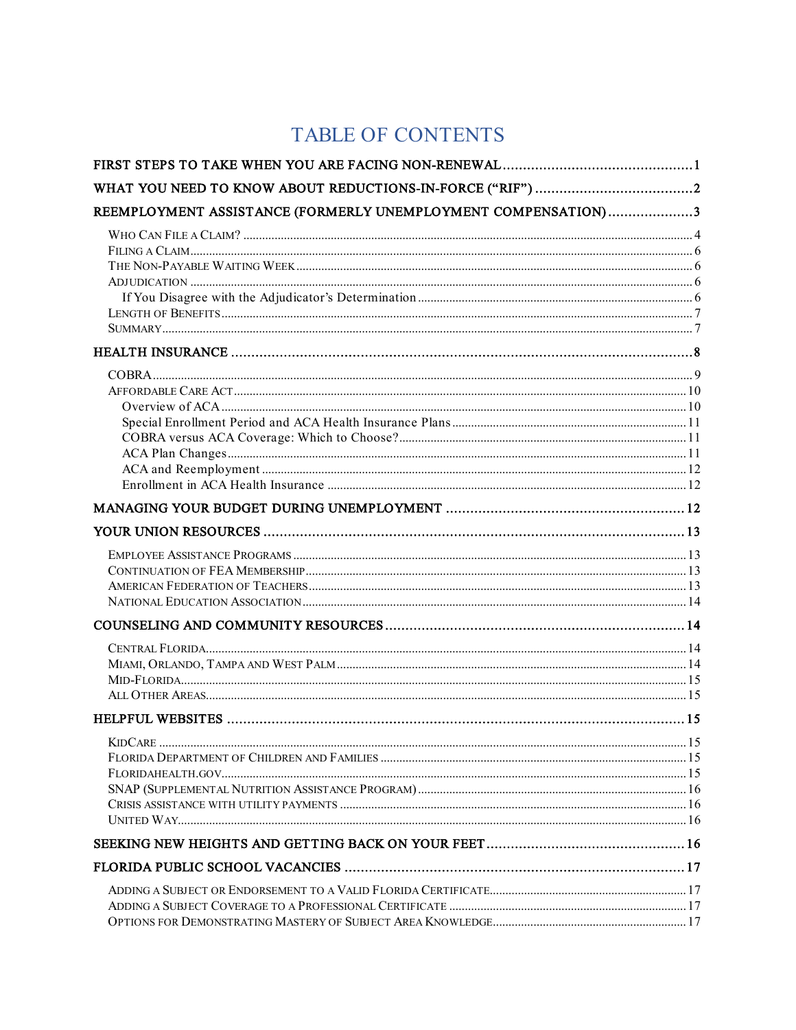# TABLE OF CONTENTS

- FIRST STEPS TO TAKE WHEN YOU ARE FACING NON-RENEWAL .......... 1
- WHAT YOU NEED TO KNOW ABOUT REDUCTIONS-IN-FORCE ("RIF") .......... 2
- REEMPLOYMENT ASSISTANCE (FORMERLY UNEMPLOYMENT COMPENSATION) .......... 3
  - Who Can File a Claim? .......... 4
  - Filing a Claim .......... 6
  - The Non-Payable Waiting Week .......... 6
  - Adjudication .......... 6
    - If You Disagree with the Adjudicator's Determination .......... 6
  - Length of Benefits .......... 7
  - Summary .......... 7
- HEALTH INSURANCE .......... 8
  - COBRA .......... 9
  - Affordable Care Act .......... 10
    - Overview of ACA .......... 10
    - Special Enrollment Period and ACA Health Insurance Plans .......... 11
    - COBRA versus ACA Coverage: Which to Choose? .......... 11
    - ACA Plan Changes .......... 11
    - ACA and Reemployment .......... 12
    - Enrollment in ACA Health Insurance .......... 12
- MANAGING YOUR BUDGET DURING UNEMPLOYMENT .......... 12
- YOUR UNION RESOURCES .......... 13
  - Employee Assistance Programs .......... 13
  - Continuation of FEA Membership .......... 13
  - American Federation of Teachers .......... 13
  - National Education Association .......... 14
- COUNSELING AND COMMUNITY RESOURCES .......... 14
  - Central Florida .......... 14
  - Miami, Orlando, Tampa and West Palm .......... 14
  - Mid-Florida .......... 15
  - All Other Areas .......... 15
- HELPFUL WEBSITES .......... 15
  - KidCare .......... 15
  - Florida Department of Children and Families .......... 15
  - Floridahealth.gov .......... 15
  - SNAP (Supplemental Nutrition Assistance Program) .......... 16
  - Crisis assistance with utility payments .......... 16
  - United Way .......... 16
- SEEKING NEW HEIGHTS AND GETTING BACK ON YOUR FEET .......... 16
- FLORIDA PUBLIC SCHOOL VACANCIES .......... 17
  - Adding a Subject or Endorsement to a Valid Florida Certificate .......... 17
  - Adding a Subject Coverage to a Professional Certificate .......... 17
  - Options for Demonstrating Mastery of Subject Area Knowledge .......... 17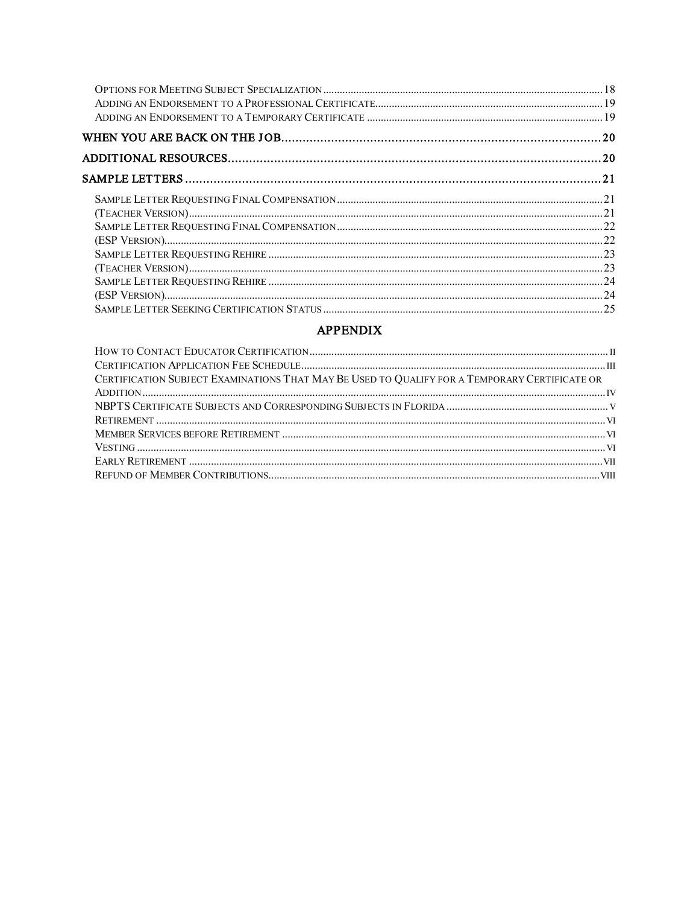Options for Meeting Subject Specialization ..... 18
Adding an Endorsement to a Professional Certificate ..... 19
Adding an Endorsement to a Temporary Certificate ..... 19

WHEN YOU ARE BACK ON THE JOB ..... 20

ADDITIONAL RESOURCES ..... 20

SAMPLE LETTERS ..... 21

Sample Letter Requesting Final Compensation ..... 21
(Teacher Version) ..... 21
Sample Letter Requesting Final Compensation ..... 22
(ESP Version) ..... 22
Sample Letter Requesting Rehire ..... 23
(Teacher Version) ..... 23
Sample Letter Requesting Rehire ..... 24
(ESP Version) ..... 24
Sample Letter Seeking Certification Status ..... 25

## APPENDIX

How to Contact Educator Certification ..... II
Certification Application Fee Schedule ..... III
Certification Subject Examinations That May Be Used to Qualify for a Temporary Certificate or Addition ..... IV
NBPTS Certificate Subjects and Corresponding Subjects in Florida ..... V
Retirement ..... VI
Member Services before Retirement ..... VI
Vesting ..... VI
Early Retirement ..... VII
Refund of Member Contributions ..... VIII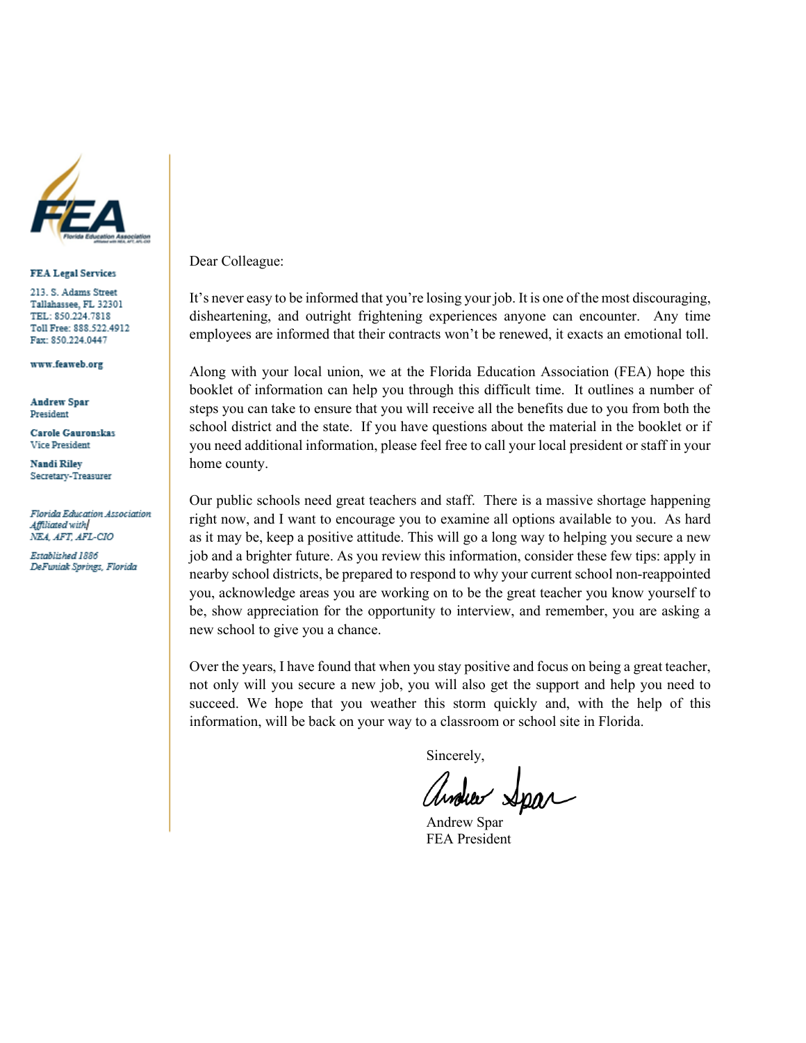**FEA Legal Services**

213. S. Adams Street
Tallahassee, FL 32301
TEL: 850.224.7818
Toll Free: 888.522.4912
Fax: 850.224.0447

www.feaweb.org

**Andrew Spar**
President

**Carole Gauronskas**
Vice President

**Nandi Riley**
Secretary-Treasurer

*Florida Education Association*
*Affiliated with*
*NEA, AFT, AFL-CIO*

*Established 1886*
*DeFuniak Springs, Florida*

Dear Colleague:

It's never easy to be informed that you're losing your job. It is one of the most discouraging, disheartening, and outright frightening experiences anyone can encounter. Any time employees are informed that their contracts won't be renewed, it exacts an emotional toll.

Along with your local union, we at the Florida Education Association (FEA) hope this booklet of information can help you through this difficult time. It outlines a number of steps you can take to ensure that you will receive all the benefits due to you from both the school district and the state. If you have questions about the material in the booklet or if you need additional information, please feel free to call your local president or staff in your home county.

Our public schools need great teachers and staff. There is a massive shortage happening right now, and I want to encourage you to examine all options available to you. As hard as it may be, keep a positive attitude. This will go a long way to helping you secure a new job and a brighter future. As you review this information, consider these few tips: apply in nearby school districts, be prepared to respond to why your current school non-reappointed you, acknowledge areas you are working on to be the great teacher you know yourself to be, show appreciation for the opportunity to interview, and remember, you are asking a new school to give you a chance.

Over the years, I have found that when you stay positive and focus on being a great teacher, not only will you secure a new job, you will also get the support and help you need to succeed. We hope that you weather this storm quickly and, with the help of this information, will be back on your way to a classroom or school site in Florida.

Sincerely,

Andrew Spar
FEA President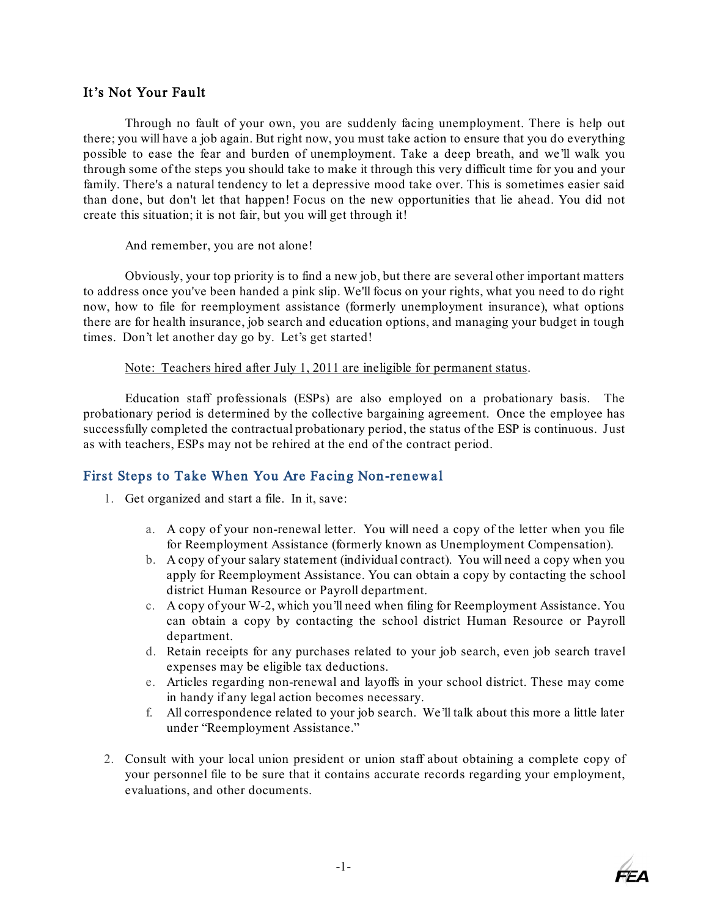## It's Not Your Fault

Through no fault of your own, you are suddenly facing unemployment. There is help out there; you will have a job again. But right now, you must take action to ensure that you do everything possible to ease the fear and burden of unemployment. Take a deep breath, and we'll walk you through some of the steps you should take to make it through this very difficult time for you and your family. There's a natural tendency to let a depressive mood take over. This is sometimes easier said than done, but don't let that happen! Focus on the new opportunities that lie ahead. You did not create this situation; it is not fair, but you will get through it!

And remember, you are not alone!

Obviously, your top priority is to find a new job, but there are several other important matters to address once you've been handed a pink slip. We'll focus on your rights, what you need to do right now, how to file for reemployment assistance (formerly unemployment insurance), what options there are for health insurance, job search and education options, and managing your budget in tough times. Don't let another day go by. Let's get started!

<u>Note: Teachers hired after July 1, 2011 are ineligible for permanent status</u>.

Education staff professionals (ESPs) are also employed on a probationary basis. The probationary period is determined by the collective bargaining agreement. Once the employee has successfully completed the contractual probationary period, the status of the ESP is continuous. Just as with teachers, ESPs may not be rehired at the end of the contract period.

## First Steps to Take When You Are Facing Non-renewal

1. Get organized and start a file. In it, save:

   a. A copy of your non-renewal letter. You will need a copy of the letter when you file for Reemployment Assistance (formerly known as Unemployment Compensation).
   b. A copy of your salary statement (individual contract). You will need a copy when you apply for Reemployment Assistance. You can obtain a copy by contacting the school district Human Resource or Payroll department.
   c. A copy of your W-2, which you'll need when filing for Reemployment Assistance. You can obtain a copy by contacting the school district Human Resource or Payroll department.
   d. Retain receipts for any purchases related to your job search, even job search travel expenses may be eligible tax deductions.
   e. Articles regarding non-renewal and layoffs in your school district. These may come in handy if any legal action becomes necessary.
   f. All correspondence related to your job search. We'll talk about this more a little later under "Reemployment Assistance."

2. Consult with your local union president or union staff about obtaining a complete copy of your personnel file to be sure that it contains accurate records regarding your employment, evaluations, and other documents.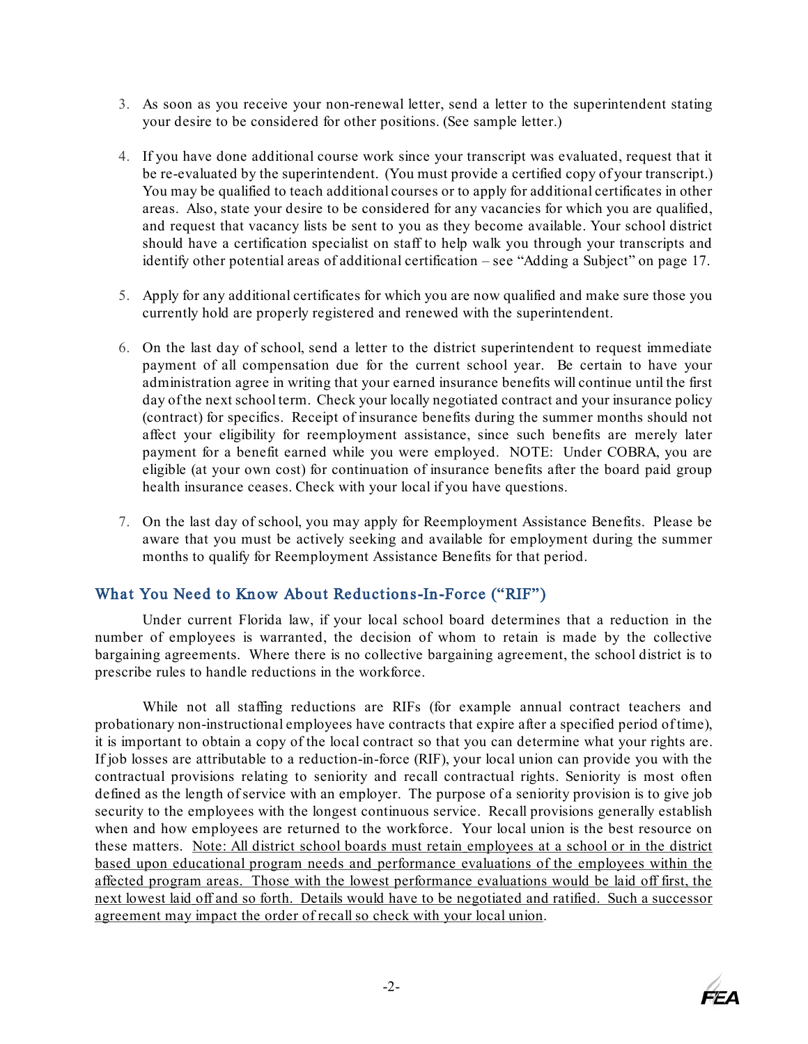3. As soon as you receive your non-renewal letter, send a letter to the superintendent stating your desire to be considered for other positions. (See sample letter.)

4. If you have done additional course work since your transcript was evaluated, request that it be re-evaluated by the superintendent. (You must provide a certified copy of your transcript.) You may be qualified to teach additional courses or to apply for additional certificates in other areas. Also, state your desire to be considered for any vacancies for which you are qualified, and request that vacancy lists be sent to you as they become available. Your school district should have a certification specialist on staff to help walk you through your transcripts and identify other potential areas of additional certification – see "Adding a Subject" on page 17.

5. Apply for any additional certificates for which you are now qualified and make sure those you currently hold are properly registered and renewed with the superintendent.

6. On the last day of school, send a letter to the district superintendent to request immediate payment of all compensation due for the current school year. Be certain to have your administration agree in writing that your earned insurance benefits will continue until the first day of the next school term. Check your locally negotiated contract and your insurance policy (contract) for specifics. Receipt of insurance benefits during the summer months should not affect your eligibility for reemployment assistance, since such benefits are merely later payment for a benefit earned while you were employed. NOTE: Under COBRA, you are eligible (at your own cost) for continuation of insurance benefits after the board paid group health insurance ceases. Check with your local if you have questions.

7. On the last day of school, you may apply for Reemployment Assistance Benefits. Please be aware that you must be actively seeking and available for employment during the summer months to qualify for Reemployment Assistance Benefits for that period.

## What You Need to Know About Reductions-In-Force ("RIF")

Under current Florida law, if your local school board determines that a reduction in the number of employees is warranted, the decision of whom to retain is made by the collective bargaining agreements. Where there is no collective bargaining agreement, the school district is to prescribe rules to handle reductions in the workforce.

While not all staffing reductions are RIFs (for example annual contract teachers and probationary non-instructional employees have contracts that expire after a specified period of time), it is important to obtain a copy of the local contract so that you can determine what your rights are. If job losses are attributable to a reduction-in-force (RIF), your local union can provide you with the contractual provisions relating to seniority and recall contractual rights. Seniority is most often defined as the length of service with an employer. The purpose of a seniority provision is to give job security to the employees with the longest continuous service. Recall provisions generally establish when and how employees are returned to the workforce. Your local union is the best resource on these matters. <u>Note: All district school boards must retain employees at a school or in the district based upon educational program needs and performance evaluations of the employees within the affected program areas. Those with the lowest performance evaluations would be laid off first, the next lowest laid off and so forth. Details would have to be negotiated and ratified. Such a successor agreement may impact the order of recall so check with your local union</u>.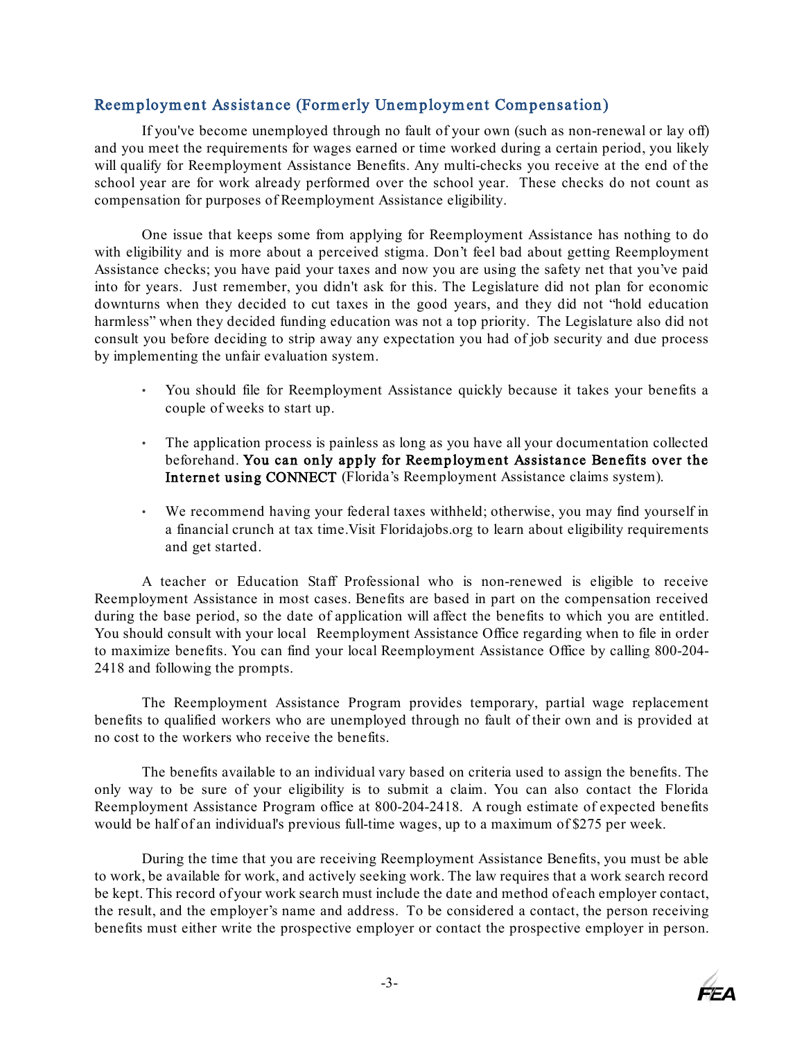## Reemployment Assistance (Formerly Unemployment Compensation)

If you've become unemployed through no fault of your own (such as non-renewal or lay off) and you meet the requirements for wages earned or time worked during a certain period, you likely will qualify for Reemployment Assistance Benefits. Any multi-checks you receive at the end of the school year are for work already performed over the school year. These checks do not count as compensation for purposes of Reemployment Assistance eligibility.

One issue that keeps some from applying for Reemployment Assistance has nothing to do with eligibility and is more about a perceived stigma. Don't feel bad about getting Reemployment Assistance checks; you have paid your taxes and now you are using the safety net that you've paid into for years. Just remember, you didn't ask for this. The Legislature did not plan for economic downturns when they decided to cut taxes in the good years, and they did not "hold education harmless" when they decided funding education was not a top priority. The Legislature also did not consult you before deciding to strip away any expectation you had of job security and due process by implementing the unfair evaluation system.

- You should file for Reemployment Assistance quickly because it takes your benefits a couple of weeks to start up.
- The application process is painless as long as you have all your documentation collected beforehand. **You can only apply for Reemployment Assistance Benefits over the Internet using CONNECT** (Florida's Reemployment Assistance claims system).
- We recommend having your federal taxes withheld; otherwise, you may find yourself in a financial crunch at tax time.Visit Floridajobs.org to learn about eligibility requirements and get started.

A teacher or Education Staff Professional who is non-renewed is eligible to receive Reemployment Assistance in most cases. Benefits are based in part on the compensation received during the base period, so the date of application will affect the benefits to which you are entitled. You should consult with your local Reemployment Assistance Office regarding when to file in order to maximize benefits. You can find your local Reemployment Assistance Office by calling 800-204-2418 and following the prompts.

The Reemployment Assistance Program provides temporary, partial wage replacement benefits to qualified workers who are unemployed through no fault of their own and is provided at no cost to the workers who receive the benefits.

The benefits available to an individual vary based on criteria used to assign the benefits. The only way to be sure of your eligibility is to submit a claim. You can also contact the Florida Reemployment Assistance Program office at 800-204-2418. A rough estimate of expected benefits would be half of an individual's previous full-time wages, up to a maximum of $275 per week.

During the time that you are receiving Reemployment Assistance Benefits, you must be able to work, be available for work, and actively seeking work. The law requires that a work search record be kept. This record of your work search must include the date and method of each employer contact, the result, and the employer's name and address. To be considered a contact, the person receiving benefits must either write the prospective employer or contact the prospective employer in person.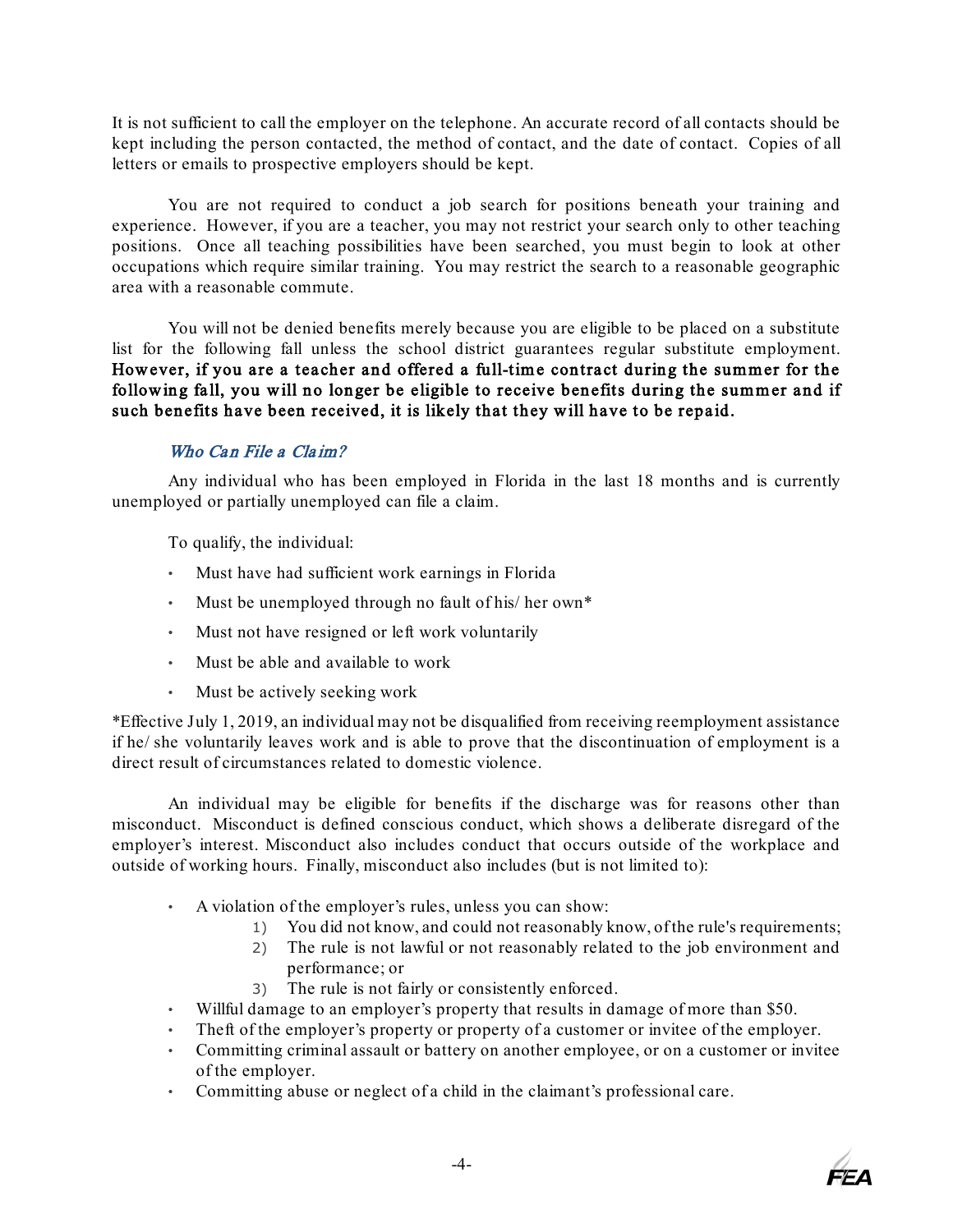It is not sufficient to call the employer on the telephone. An accurate record of all contacts should be kept including the person contacted, the method of contact, and the date of contact. Copies of all letters or emails to prospective employers should be kept.

You are not required to conduct a job search for positions beneath your training and experience. However, if you are a teacher, you may not restrict your search only to other teaching positions. Once all teaching possibilities have been searched, you must begin to look at other occupations which require similar training. You may restrict the search to a reasonable geographic area with a reasonable commute.

You will not be denied benefits merely because you are eligible to be placed on a substitute list for the following fall unless the school district guarantees regular substitute employment. **However, if you are a teacher and offered a full-time contract during the summer for the following fall, you will no longer be eligible to receive benefits during the summer and if such benefits have been received, it is likely that they will have to be repaid.**

### *Who Can File a Claim?*

Any individual who has been employed in Florida in the last 18 months and is currently unemployed or partially unemployed can file a claim.

To qualify, the individual:

- Must have had sufficient work earnings in Florida
- Must be unemployed through no fault of his/ her own*
- Must not have resigned or left work voluntarily
- Must be able and available to work
- Must be actively seeking work

*Effective July 1, 2019, an individual may not be disqualified from receiving reemployment assistance if he/ she voluntarily leaves work and is able to prove that the discontinuation of employment is a direct result of circumstances related to domestic violence.

An individual may be eligible for benefits if the discharge was for reasons other than misconduct. Misconduct is defined conscious conduct, which shows a deliberate disregard of the employer's interest. Misconduct also includes conduct that occurs outside of the workplace and outside of working hours. Finally, misconduct also includes (but is not limited to):

- A violation of the employer's rules, unless you can show:
  1) You did not know, and could not reasonably know, of the rule's requirements;
  2) The rule is not lawful or not reasonably related to the job environment and performance; or
  3) The rule is not fairly or consistently enforced.
- Willful damage to an employer's property that results in damage of more than $50.
- Theft of the employer's property or property of a customer or invitee of the employer.
- Committing criminal assault or battery on another employee, or on a customer or invitee of the employer.
- Committing abuse or neglect of a child in the claimant's professional care.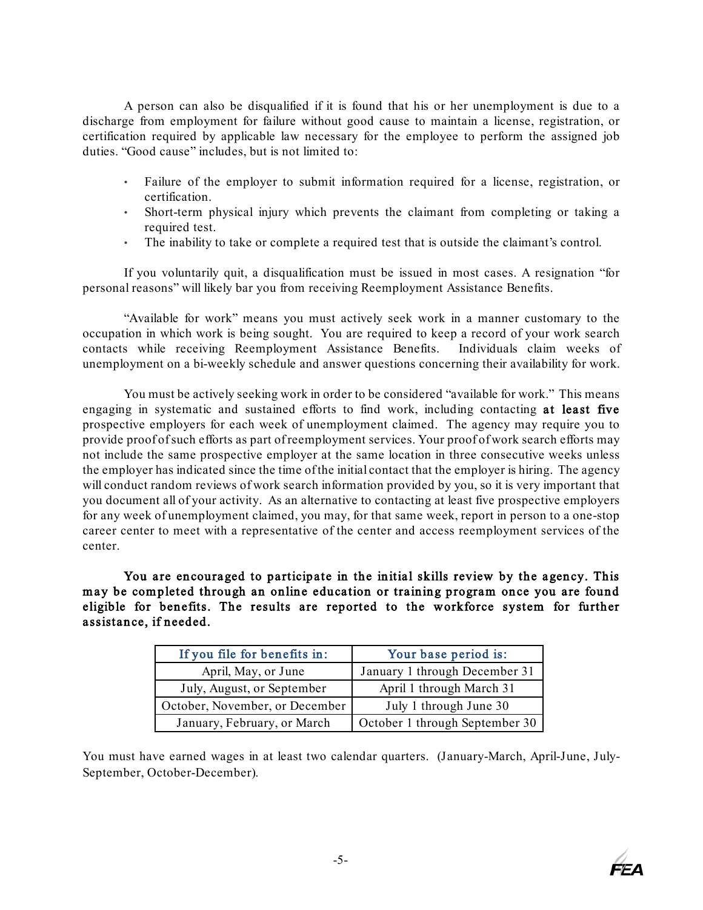A person can also be disqualified if it is found that his or her unemployment is due to a discharge from employment for failure without good cause to maintain a license, registration, or certification required by applicable law necessary for the employee to perform the assigned job duties. "Good cause" includes, but is not limited to:

- Failure of the employer to submit information required for a license, registration, or certification.
- Short-term physical injury which prevents the claimant from completing or taking a required test.
- The inability to take or complete a required test that is outside the claimant's control.

If you voluntarily quit, a disqualification must be issued in most cases. A resignation "for personal reasons" will likely bar you from receiving Reemployment Assistance Benefits.

"Available for work" means you must actively seek work in a manner customary to the occupation in which work is being sought. You are required to keep a record of your work search contacts while receiving Reemployment Assistance Benefits. Individuals claim weeks of unemployment on a bi-weekly schedule and answer questions concerning their availability for work.

You must be actively seeking work in order to be considered "available for work." This means engaging in systematic and sustained efforts to find work, including contacting **at least five** prospective employers for each week of unemployment claimed. The agency may require you to provide proof of such efforts as part of reemployment services. Your proof of work search efforts may not include the same prospective employer at the same location in three consecutive weeks unless the employer has indicated since the time of the initial contact that the employer is hiring. The agency will conduct random reviews of work search information provided by you, so it is very important that you document all of your activity. As an alternative to contacting at least five prospective employers for any week of unemployment claimed, you may, for that same week, report in person to a one-stop career center to meet with a representative of the center and access reemployment services of the center.

**You are encouraged to participate in the initial skills review by the agency. This may be completed through an online education or training program once you are found eligible for benefits. The results are reported to the workforce system for further assistance, if needed.**

| If you file for benefits in: | Your base period is: |
|---|---|
| April, May, or June | January 1 through December 31 |
| July, August, or September | April 1 through March 31 |
| October, November, or December | July 1 through June 30 |
| January, February, or March | October 1 through September 30 |

You must have earned wages in at least two calendar quarters. (January-March, April-June, July-September, October-December).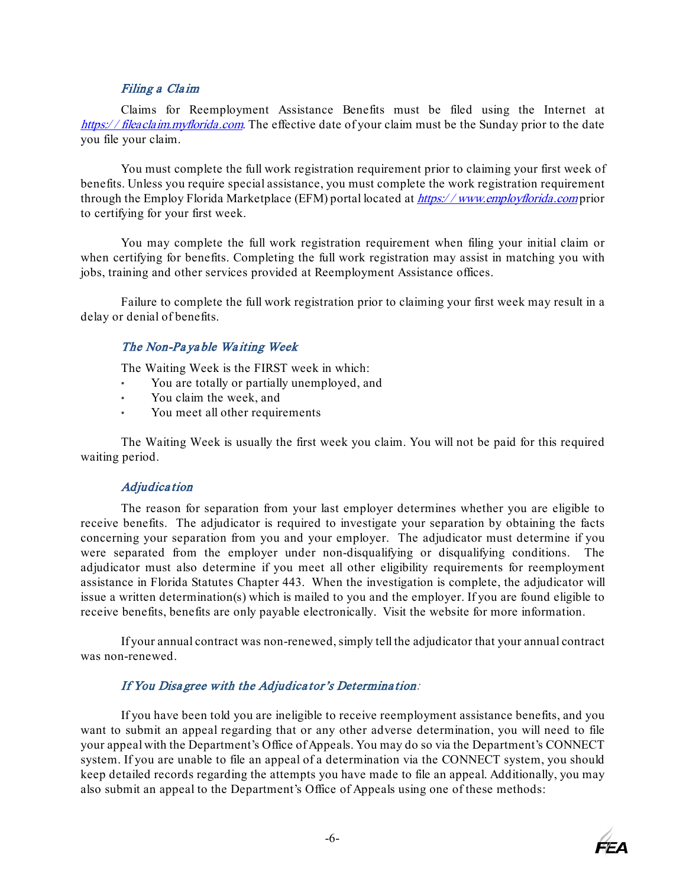### *Filing a Claim*

Claims for Reemployment Assistance Benefits must be filed using the Internet at [https://fileaclaim.myflorida.com](https://fileaclaim.myflorida.com). The effective date of your claim must be the Sunday prior to the date you file your claim.

You must complete the full work registration requirement prior to claiming your first week of benefits. Unless you require special assistance, you must complete the work registration requirement through the Employ Florida Marketplace (EFM) portal located at [https://www.employflorida.com](https://www.employflorida.com) prior to certifying for your first week.

You may complete the full work registration requirement when filing your initial claim or when certifying for benefits. Completing the full work registration may assist in matching you with jobs, training and other services provided at Reemployment Assistance offices.

Failure to complete the full work registration prior to claiming your first week may result in a delay or denial of benefits.

### *The Non-Payable Waiting Week*

The Waiting Week is the FIRST week in which:

- You are totally or partially unemployed, and
- You claim the week, and
- You meet all other requirements

The Waiting Week is usually the first week you claim. You will not be paid for this required waiting period.

### *Adjudication*

The reason for separation from your last employer determines whether you are eligible to receive benefits. The adjudicator is required to investigate your separation by obtaining the facts concerning your separation from you and your employer. The adjudicator must determine if you were separated from the employer under non-disqualifying or disqualifying conditions. The adjudicator must also determine if you meet all other eligibility requirements for reemployment assistance in Florida Statutes Chapter 443. When the investigation is complete, the adjudicator will issue a written determination(s) which is mailed to you and the employer. If you are found eligible to receive benefits, benefits are only payable electronically. Visit the website for more information.

If your annual contract was non-renewed, simply tell the adjudicator that your annual contract was non-renewed.

### *If You Disagree with the Adjudicator's Determination*:

If you have been told you are ineligible to receive reemployment assistance benefits, and you want to submit an appeal regarding that or any other adverse determination, you will need to file your appeal with the Department's Office of Appeals. You may do so via the Department's CONNECT system. If you are unable to file an appeal of a determination via the CONNECT system, you should keep detailed records regarding the attempts you have made to file an appeal. Additionally, you may also submit an appeal to the Department's Office of Appeals using one of these methods: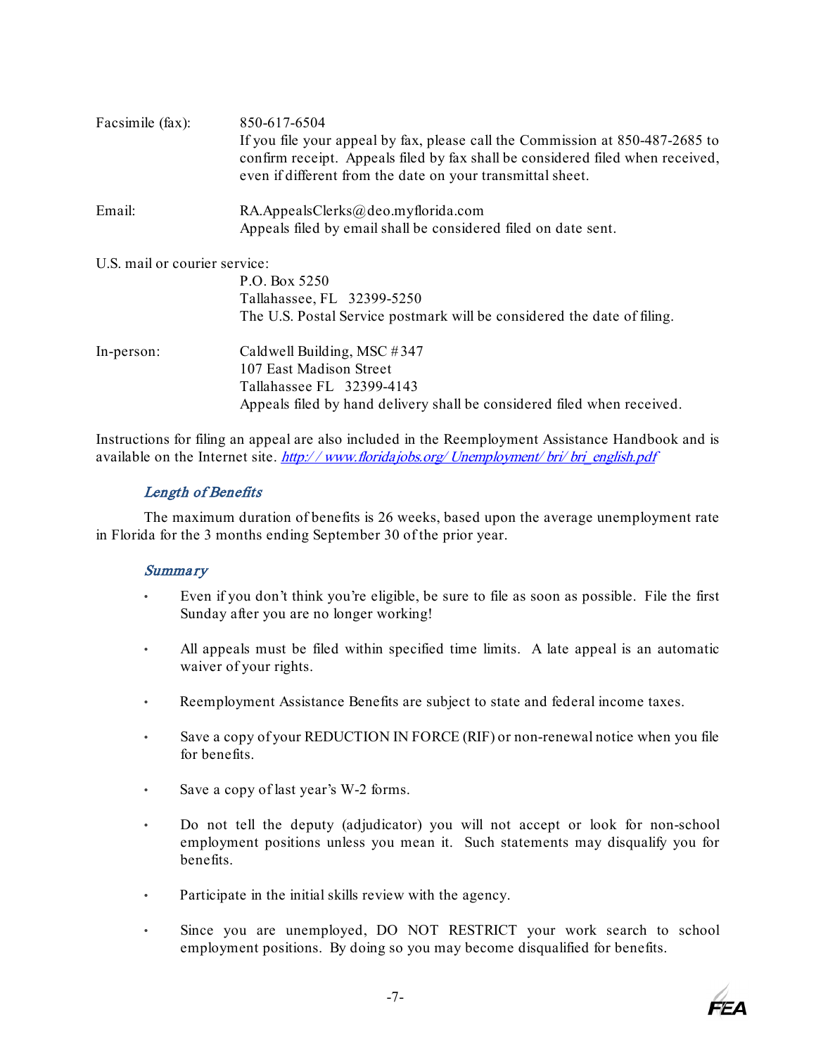Facsimile (fax): 850-617-6504
If you file your appeal by fax, please call the Commission at 850-487-2685 to confirm receipt. Appeals filed by fax shall be considered filed when received, even if different from the date on your transmittal sheet.

Email: RA.AppealsClerks@deo.myflorida.com
Appeals filed by email shall be considered filed on date sent.

U.S. mail or courier service:
P.O. Box 5250
Tallahassee, FL 32399-5250
The U.S. Postal Service postmark will be considered the date of filing.

In-person: Caldwell Building, MSC #347
107 East Madison Street
Tallahassee FL 32399-4143
Appeals filed by hand delivery shall be considered filed when received.

Instructions for filing an appeal are also included in the Reemployment Assistance Handbook and is available on the Internet site. *http://www.floridajobs.org/Unemployment/bri/bri_english.pdf*

### *Length of Benefits*

The maximum duration of benefits is 26 weeks, based upon the average unemployment rate in Florida for the 3 months ending September 30 of the prior year.

### *Summary*

- Even if you don't think you're eligible, be sure to file as soon as possible. File the first Sunday after you are no longer working!
- All appeals must be filed within specified time limits. A late appeal is an automatic waiver of your rights.
- Reemployment Assistance Benefits are subject to state and federal income taxes.
- Save a copy of your REDUCTION IN FORCE (RIF) or non-renewal notice when you file for benefits.
- Save a copy of last year's W-2 forms.
- Do not tell the deputy (adjudicator) you will not accept or look for non-school employment positions unless you mean it. Such statements may disqualify you for benefits.
- Participate in the initial skills review with the agency.
- Since you are unemployed, DO NOT RESTRICT your work search to school employment positions. By doing so you may become disqualified for benefits.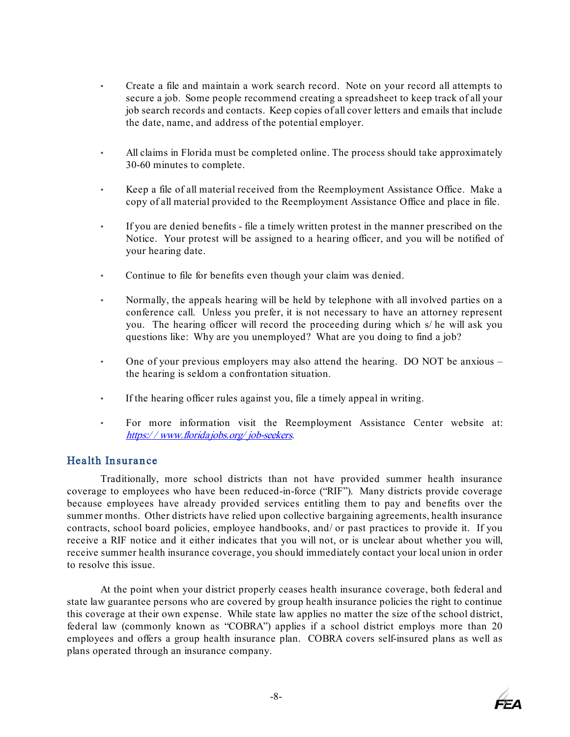- Create a file and maintain a work search record. Note on your record all attempts to secure a job. Some people recommend creating a spreadsheet to keep track of all your job search records and contacts. Keep copies of all cover letters and emails that include the date, name, and address of the potential employer.

- All claims in Florida must be completed online. The process should take approximately 30-60 minutes to complete.

- Keep a file of all material received from the Reemployment Assistance Office. Make a copy of all material provided to the Reemployment Assistance Office and place in file.

- If you are denied benefits - file a timely written protest in the manner prescribed on the Notice. Your protest will be assigned to a hearing officer, and you will be notified of your hearing date.

- Continue to file for benefits even though your claim was denied.

- Normally, the appeals hearing will be held by telephone with all involved parties on a conference call. Unless you prefer, it is not necessary to have an attorney represent you. The hearing officer will record the proceeding during which s/he will ask you questions like: Why are you unemployed? What are you doing to find a job?

- One of your previous employers may also attend the hearing. DO NOT be anxious – the hearing is seldom a confrontation situation.

- If the hearing officer rules against you, file a timely appeal in writing.

- For more information visit the Reemployment Assistance Center website at: *https://www.floridajobs.org/job-seekers*.

## Health Insurance

Traditionally, more school districts than not have provided summer health insurance coverage to employees who have been reduced-in-force ("RIF"). Many districts provide coverage because employees have already provided services entitling them to pay and benefits over the summer months. Other districts have relied upon collective bargaining agreements, health insurance contracts, school board policies, employee handbooks, and/or past practices to provide it. If you receive a RIF notice and it either indicates that you will not, or is unclear about whether you will, receive summer health insurance coverage, you should immediately contact your local union in order to resolve this issue.

At the point when your district properly ceases health insurance coverage, both federal and state law guarantee persons who are covered by group health insurance policies the right to continue this coverage at their own expense. While state law applies no matter the size of the school district, federal law (commonly known as "COBRA") applies if a school district employs more than 20 employees and offers a group health insurance plan. COBRA covers self-insured plans as well as plans operated through an insurance company.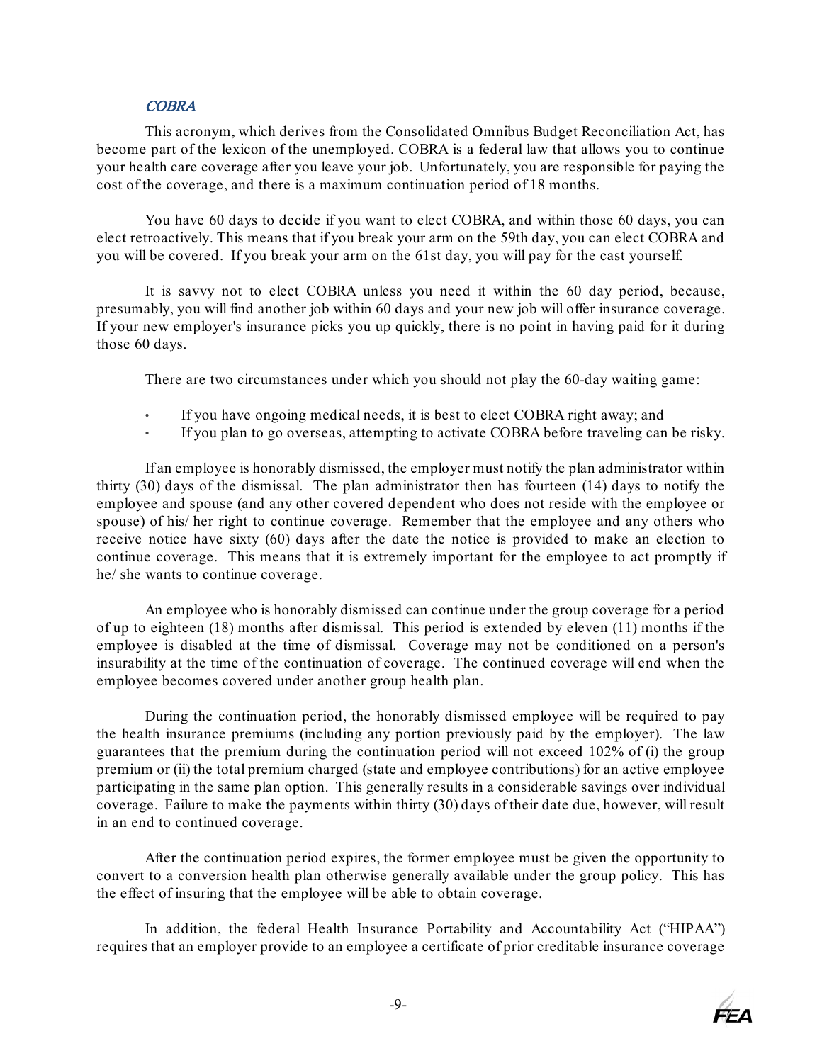### *COBRA*

This acronym, which derives from the Consolidated Omnibus Budget Reconciliation Act, has become part of the lexicon of the unemployed. COBRA is a federal law that allows you to continue your health care coverage after you leave your job. Unfortunately, you are responsible for paying the cost of the coverage, and there is a maximum continuation period of 18 months.

You have 60 days to decide if you want to elect COBRA, and within those 60 days, you can elect retroactively. This means that if you break your arm on the 59th day, you can elect COBRA and you will be covered. If you break your arm on the 61st day, you will pay for the cast yourself.

It is savvy not to elect COBRA unless you need it within the 60 day period, because, presumably, you will find another job within 60 days and your new job will offer insurance coverage. If your new employer's insurance picks you up quickly, there is no point in having paid for it during those 60 days.

There are two circumstances under which you should not play the 60-day waiting game:

- If you have ongoing medical needs, it is best to elect COBRA right away; and
- If you plan to go overseas, attempting to activate COBRA before traveling can be risky.

If an employee is honorably dismissed, the employer must notify the plan administrator within thirty (30) days of the dismissal. The plan administrator then has fourteen (14) days to notify the employee and spouse (and any other covered dependent who does not reside with the employee or spouse) of his/ her right to continue coverage. Remember that the employee and any others who receive notice have sixty (60) days after the date the notice is provided to make an election to continue coverage. This means that it is extremely important for the employee to act promptly if he/ she wants to continue coverage.

An employee who is honorably dismissed can continue under the group coverage for a period of up to eighteen (18) months after dismissal. This period is extended by eleven (11) months if the employee is disabled at the time of dismissal. Coverage may not be conditioned on a person's insurability at the time of the continuation of coverage. The continued coverage will end when the employee becomes covered under another group health plan.

During the continuation period, the honorably dismissed employee will be required to pay the health insurance premiums (including any portion previously paid by the employer). The law guarantees that the premium during the continuation period will not exceed 102% of (i) the group premium or (ii) the total premium charged (state and employee contributions) for an active employee participating in the same plan option. This generally results in a considerable savings over individual coverage. Failure to make the payments within thirty (30) days of their date due, however, will result in an end to continued coverage.

After the continuation period expires, the former employee must be given the opportunity to convert to a conversion health plan otherwise generally available under the group policy. This has the effect of insuring that the employee will be able to obtain coverage.

In addition, the federal Health Insurance Portability and Accountability Act ("HIPAA") requires that an employer provide to an employee a certificate of prior creditable insurance coverage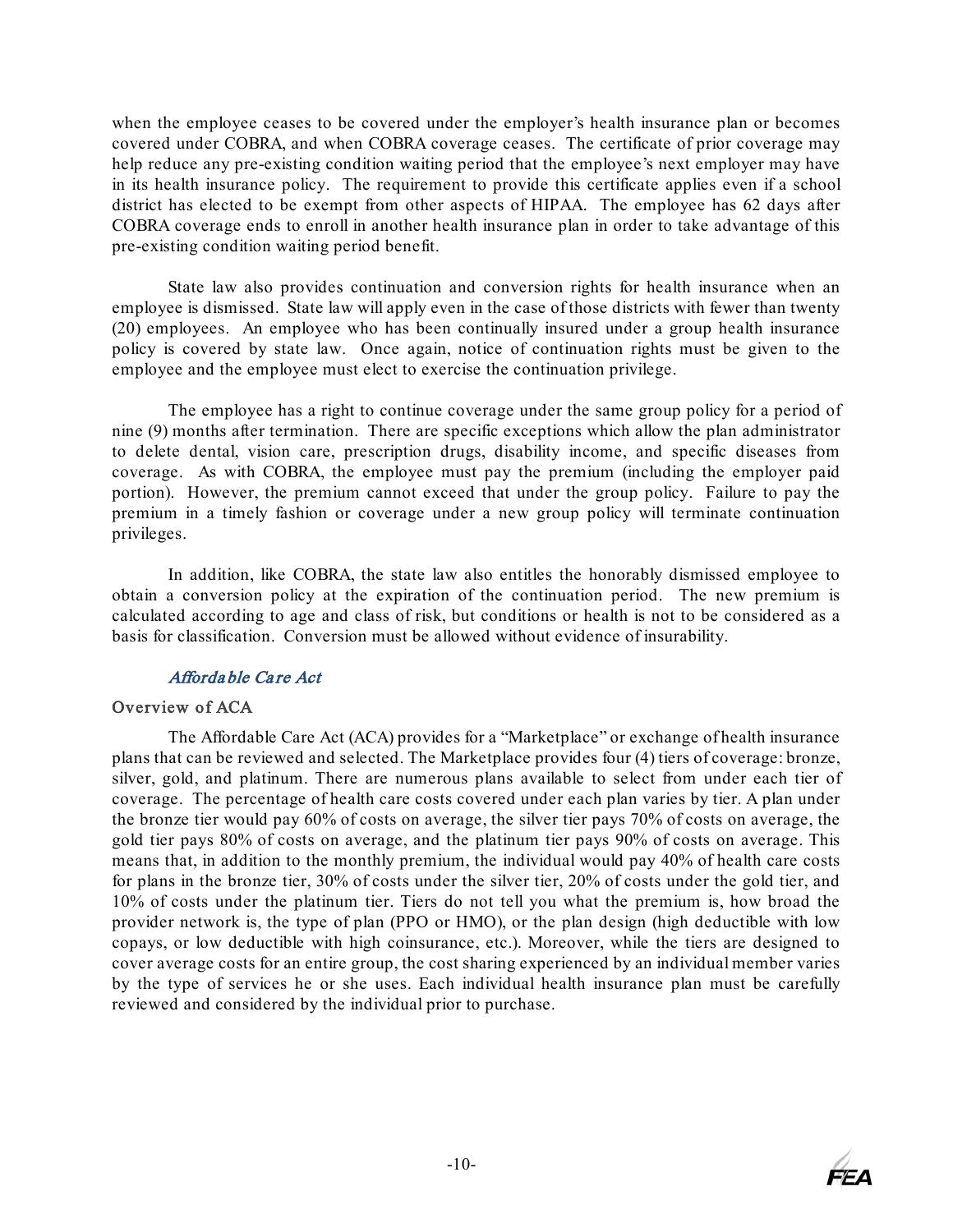when the employee ceases to be covered under the employer's health insurance plan or becomes covered under COBRA, and when COBRA coverage ceases. The certificate of prior coverage may help reduce any pre-existing condition waiting period that the employee's next employer may have in its health insurance policy. The requirement to provide this certificate applies even if a school district has elected to be exempt from other aspects of HIPAA. The employee has 62 days after COBRA coverage ends to enroll in another health insurance plan in order to take advantage of this pre-existing condition waiting period benefit.

State law also provides continuation and conversion rights for health insurance when an employee is dismissed. State law will apply even in the case of those districts with fewer than twenty (20) employees. An employee who has been continually insured under a group health insurance policy is covered by state law. Once again, notice of continuation rights must be given to the employee and the employee must elect to exercise the continuation privilege.

The employee has a right to continue coverage under the same group policy for a period of nine (9) months after termination. There are specific exceptions which allow the plan administrator to delete dental, vision care, prescription drugs, disability income, and specific diseases from coverage. As with COBRA, the employee must pay the premium (including the employer paid portion). However, the premium cannot exceed that under the group policy. Failure to pay the premium in a timely fashion or coverage under a new group policy will terminate continuation privileges.

In addition, like COBRA, the state law also entitles the honorably dismissed employee to obtain a conversion policy at the expiration of the continuation period. The new premium is calculated according to age and class of risk, but conditions or health is not to be considered as a basis for classification. Conversion must be allowed without evidence of insurability.

### *Affordable Care Act*

#### Overview of ACA

The Affordable Care Act (ACA) provides for a "Marketplace" or exchange of health insurance plans that can be reviewed and selected. The Marketplace provides four (4) tiers of coverage: bronze, silver, gold, and platinum. There are numerous plans available to select from under each tier of coverage. The percentage of health care costs covered under each plan varies by tier. A plan under the bronze tier would pay 60% of costs on average, the silver tier pays 70% of costs on average, the gold tier pays 80% of costs on average, and the platinum tier pays 90% of costs on average. This means that, in addition to the monthly premium, the individual would pay 40% of health care costs for plans in the bronze tier, 30% of costs under the silver tier, 20% of costs under the gold tier, and 10% of costs under the platinum tier. Tiers do not tell you what the premium is, how broad the provider network is, the type of plan (PPO or HMO), or the plan design (high deductible with low copays, or low deductible with high coinsurance, etc.). Moreover, while the tiers are designed to cover average costs for an entire group, the cost sharing experienced by an individual member varies by the type of services he or she uses. Each individual health insurance plan must be carefully reviewed and considered by the individual prior to purchase.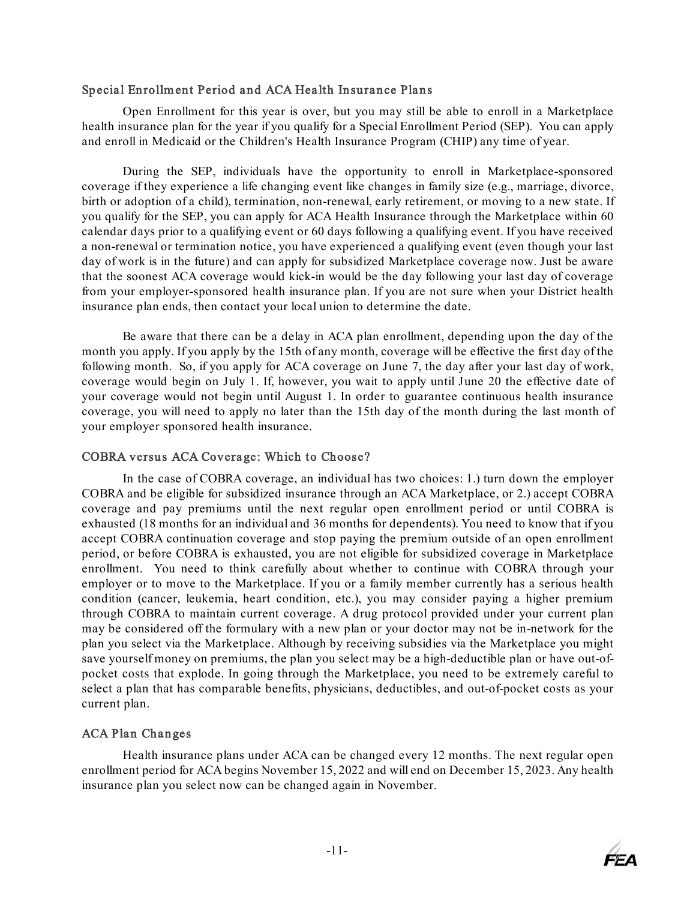### Special Enrollment Period and ACA Health Insurance Plans

Open Enrollment for this year is over, but you may still be able to enroll in a Marketplace health insurance plan for the year if you qualify for a Special Enrollment Period (SEP). You can apply and enroll in Medicaid or the Children's Health Insurance Program (CHIP) any time of year.

During the SEP, individuals have the opportunity to enroll in Marketplace-sponsored coverage if they experience a life changing event like changes in family size (e.g., marriage, divorce, birth or adoption of a child), termination, non-renewal, early retirement, or moving to a new state. If you qualify for the SEP, you can apply for ACA Health Insurance through the Marketplace within 60 calendar days prior to a qualifying event or 60 days following a qualifying event. If you have received a non-renewal or termination notice, you have experienced a qualifying event (even though your last day of work is in the future) and can apply for subsidized Marketplace coverage now. Just be aware that the soonest ACA coverage would kick-in would be the day following your last day of coverage from your employer-sponsored health insurance plan. If you are not sure when your District health insurance plan ends, then contact your local union to determine the date.

Be aware that there can be a delay in ACA plan enrollment, depending upon the day of the month you apply. If you apply by the 15th of any month, coverage will be effective the first day of the following month. So, if you apply for ACA coverage on June 7, the day after your last day of work, coverage would begin on July 1. If, however, you wait to apply until June 20 the effective date of your coverage would not begin until August 1. In order to guarantee continuous health insurance coverage, you will need to apply no later than the 15th day of the month during the last month of your employer sponsored health insurance.

### COBRA versus ACA Coverage: Which to Choose?

In the case of COBRA coverage, an individual has two choices: 1.) turn down the employer COBRA and be eligible for subsidized insurance through an ACA Marketplace, or 2.) accept COBRA coverage and pay premiums until the next regular open enrollment period or until COBRA is exhausted (18 months for an individual and 36 months for dependents). You need to know that if you accept COBRA continuation coverage and stop paying the premium outside of an open enrollment period, or before COBRA is exhausted, you are not eligible for subsidized coverage in Marketplace enrollment. You need to think carefully about whether to continue with COBRA through your employer or to move to the Marketplace. If you or a family member currently has a serious health condition (cancer, leukemia, heart condition, etc.), you may consider paying a higher premium through COBRA to maintain current coverage. A drug protocol provided under your current plan may be considered off the formulary with a new plan or your doctor may not be in-network for the plan you select via the Marketplace. Although by receiving subsidies via the Marketplace you might save yourself money on premiums, the plan you select may be a high-deductible plan or have out-of-pocket costs that explode. In going through the Marketplace, you need to be extremely careful to select a plan that has comparable benefits, physicians, deductibles, and out-of-pocket costs as your current plan.

### ACA Plan Changes

Health insurance plans under ACA can be changed every 12 months. The next regular open enrollment period for ACA begins November 15, 2022 and will end on December 15, 2023. Any health insurance plan you select now can be changed again in November.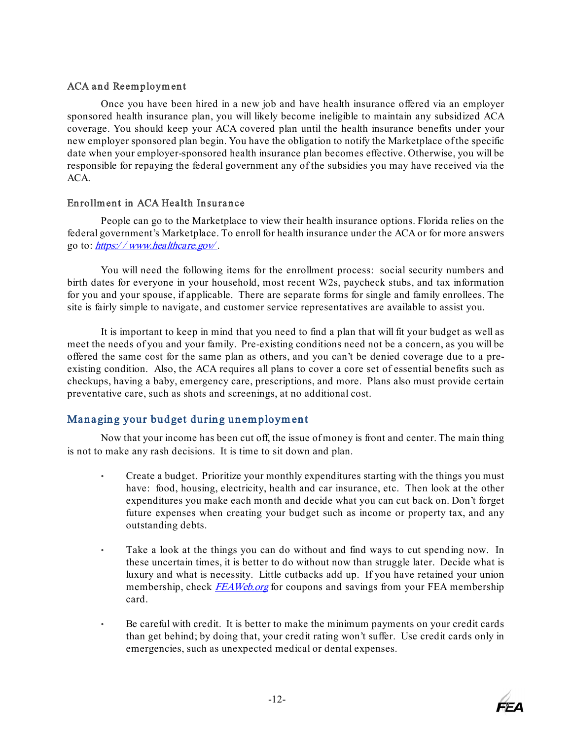### ACA and Reemployment

Once you have been hired in a new job and have health insurance offered via an employer sponsored health insurance plan, you will likely become ineligible to maintain any subsidized ACA coverage. You should keep your ACA covered plan until the health insurance benefits under your new employer sponsored plan begin. You have the obligation to notify the Marketplace of the specific date when your employer-sponsored health insurance plan becomes effective. Otherwise, you will be responsible for repaying the federal government any of the subsidies you may have received via the ACA.

### Enrollment in ACA Health Insurance

People can go to the Marketplace to view their health insurance options. Florida relies on the federal government's Marketplace. To enroll for health insurance under the ACA or for more answers go to: [https://www.healthcare.gov/](https://www.healthcare.gov/).

You will need the following items for the enrollment process: social security numbers and birth dates for everyone in your household, most recent W2s, paycheck stubs, and tax information for you and your spouse, if applicable. There are separate forms for single and family enrollees. The site is fairly simple to navigate, and customer service representatives are available to assist you.

It is important to keep in mind that you need to find a plan that will fit your budget as well as meet the needs of you and your family. Pre-existing conditions need not be a concern, as you will be offered the same cost for the same plan as others, and you can't be denied coverage due to a pre-existing condition. Also, the ACA requires all plans to cover a core set of essential benefits such as checkups, having a baby, emergency care, prescriptions, and more. Plans also must provide certain preventative care, such as shots and screenings, at no additional cost.

## Managing your budget during unemployment

Now that your income has been cut off, the issue of money is front and center. The main thing is not to make any rash decisions. It is time to sit down and plan.

- Create a budget. Prioritize your monthly expenditures starting with the things you must have: food, housing, electricity, health and car insurance, etc. Then look at the other expenditures you make each month and decide what you can cut back on. Don't forget future expenses when creating your budget such as income or property tax, and any outstanding debts.

- Take a look at the things you can do without and find ways to cut spending now. In these uncertain times, it is better to do without now than struggle later. Decide what is luxury and what is necessity. Little cutbacks add up. If you have retained your union membership, check [FEAWeb.org](FEAWeb.org) for coupons and savings from your FEA membership card.

- Be careful with credit. It is better to make the minimum payments on your credit cards than get behind; by doing that, your credit rating won't suffer. Use credit cards only in emergencies, such as unexpected medical or dental expenses.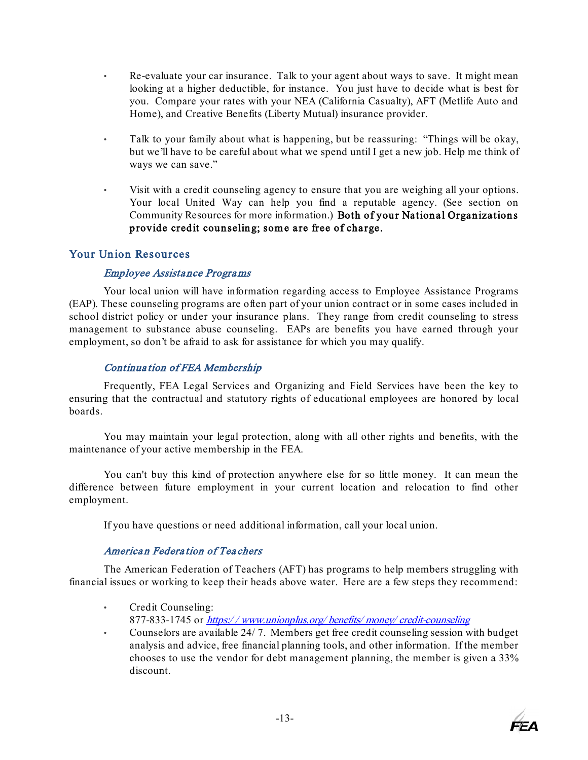- Re-evaluate your car insurance. Talk to your agent about ways to save. It might mean looking at a higher deductible, for instance. You just have to decide what is best for you. Compare your rates with your NEA (California Casualty), AFT (Metlife Auto and Home), and Creative Benefits (Liberty Mutual) insurance provider.

- Talk to your family about what is happening, but be reassuring: "Things will be okay, but we'll have to be careful about what we spend until I get a new job. Help me think of ways we can save."

- Visit with a credit counseling agency to ensure that you are weighing all your options. Your local United Way can help you find a reputable agency. (See section on Community Resources for more information.) **Both of your National Organizations provide credit counseling; some are free of charge.**

## Your Union Resources

### *Employee Assistance Programs*

Your local union will have information regarding access to Employee Assistance Programs (EAP). These counseling programs are often part of your union contract or in some cases included in school district policy or under your insurance plans. They range from credit counseling to stress management to substance abuse counseling. EAPs are benefits you have earned through your employment, so don't be afraid to ask for assistance for which you may qualify.

### *Continuation of FEA Membership*

Frequently, FEA Legal Services and Organizing and Field Services have been the key to ensuring that the contractual and statutory rights of educational employees are honored by local boards.

You may maintain your legal protection, along with all other rights and benefits, with the maintenance of your active membership in the FEA.

You can't buy this kind of protection anywhere else for so little money. It can mean the difference between future employment in your current location and relocation to find other employment.

If you have questions or need additional information, call your local union.

### *American Federation of Teachers*

The American Federation of Teachers (AFT) has programs to help members struggling with financial issues or working to keep their heads above water. Here are a few steps they recommend:

- Credit Counseling:
  877-833-1745 or [https://www.unionplus.org/benefits/money/credit-counseling](https://www.unionplus.org/benefits/money/credit-counseling)
- Counselors are available 24/7. Members get free credit counseling session with budget analysis and advice, free financial planning tools, and other information. If the member chooses to use the vendor for debt management planning, the member is given a 33% discount.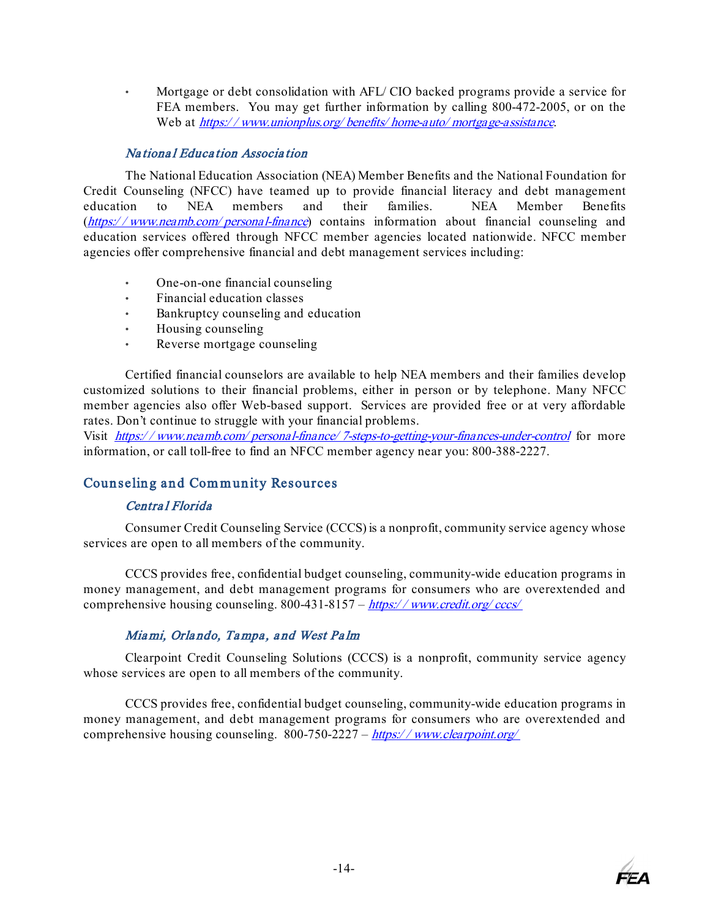- Mortgage or debt consolidation with AFL/CIO backed programs provide a service for FEA members. You may get further information by calling 800-472-2005, or on the Web at https://www.unionplus.org/benefits/home-auto/mortgage-assistance.

### *National Education Association*

The National Education Association (NEA) Member Benefits and the National Foundation for Credit Counseling (NFCC) have teamed up to provide financial literacy and debt management education to NEA members and their families. NEA Member Benefits (https://www.neamb.com/personal-finance) contains information about financial counseling and education services offered through NFCC member agencies located nationwide. NFCC member agencies offer comprehensive financial and debt management services including:

- One-on-one financial counseling
- Financial education classes
- Bankruptcy counseling and education
- Housing counseling
- Reverse mortgage counseling

Certified financial counselors are available to help NEA members and their families develop customized solutions to their financial problems, either in person or by telephone. Many NFCC member agencies also offer Web-based support. Services are provided free or at very affordable rates. Don't continue to struggle with your financial problems.
Visit https://www.neamb.com/personal-finance/7-steps-to-getting-your-finances-under-control for more information, or call toll-free to find an NFCC member agency near you: 800-388-2227.

## Counseling and Community Resources

### *Central Florida*

Consumer Credit Counseling Service (CCCS) is a nonprofit, community service agency whose services are open to all members of the community.

CCCS provides free, confidential budget counseling, community-wide education programs in money management, and debt management programs for consumers who are overextended and comprehensive housing counseling. 800-431-8157 – https://www.credit.org/cccs/

### *Miami, Orlando, Tampa, and West Palm*

Clearpoint Credit Counseling Solutions (CCCS) is a nonprofit, community service agency whose services are open to all members of the community.

CCCS provides free, confidential budget counseling, community-wide education programs in money management, and debt management programs for consumers who are overextended and comprehensive housing counseling. 800-750-2227 – https://www.clearpoint.org/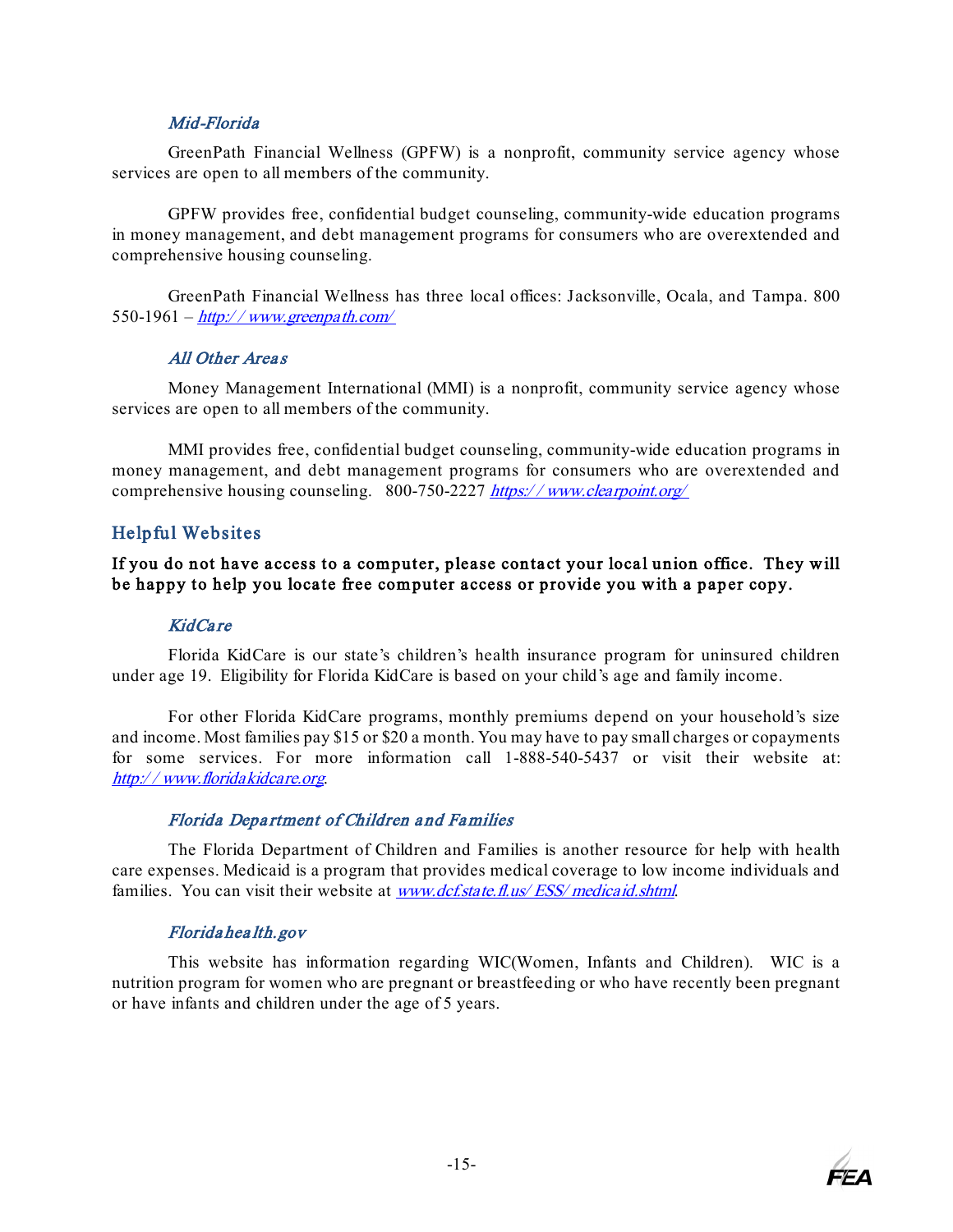### *Mid-Florida*

GreenPath Financial Wellness (GPFW) is a nonprofit, community service agency whose services are open to all members of the community.

GPFW provides free, confidential budget counseling, community-wide education programs in money management, and debt management programs for consumers who are overextended and comprehensive housing counseling.

GreenPath Financial Wellness has three local offices: Jacksonville, Ocala, and Tampa. 800 550-1961 – [http://www.greenpath.com/](http://www.greenpath.com/)

### *All Other Areas*

Money Management International (MMI) is a nonprofit, community service agency whose services are open to all members of the community.

MMI provides free, confidential budget counseling, community-wide education programs in money management, and debt management programs for consumers who are overextended and comprehensive housing counseling. 800-750-2227 [https://www.clearpoint.org/](https://www.clearpoint.org/)

## Helpful Websites

**If you do not have access to a computer, please contact your local union office. They will be happy to help you locate free computer access or provide you with a paper copy.**

### *KidCare*

Florida KidCare is our state's children's health insurance program for uninsured children under age 19. Eligibility for Florida KidCare is based on your child's age and family income.

For other Florida KidCare programs, monthly premiums depend on your household's size and income. Most families pay $15 or $20 a month. You may have to pay small charges or copayments for some services. For more information call 1-888-540-5437 or visit their website at: [http://www.floridakidcare.org](http://www.floridakidcare.org).

### *Florida Department of Children and Families*

The Florida Department of Children and Families is another resource for help with health care expenses. Medicaid is a program that provides medical coverage to low income individuals and families. You can visit their website at [www.dcf.state.fl.us/ESS/medicaid.shtml](www.dcf.state.fl.us/ESS/medicaid.shtml).

### *Floridahealth.gov*

This website has information regarding WIC(Women, Infants and Children). WIC is a nutrition program for women who are pregnant or breastfeeding or who have recently been pregnant or have infants and children under the age of 5 years.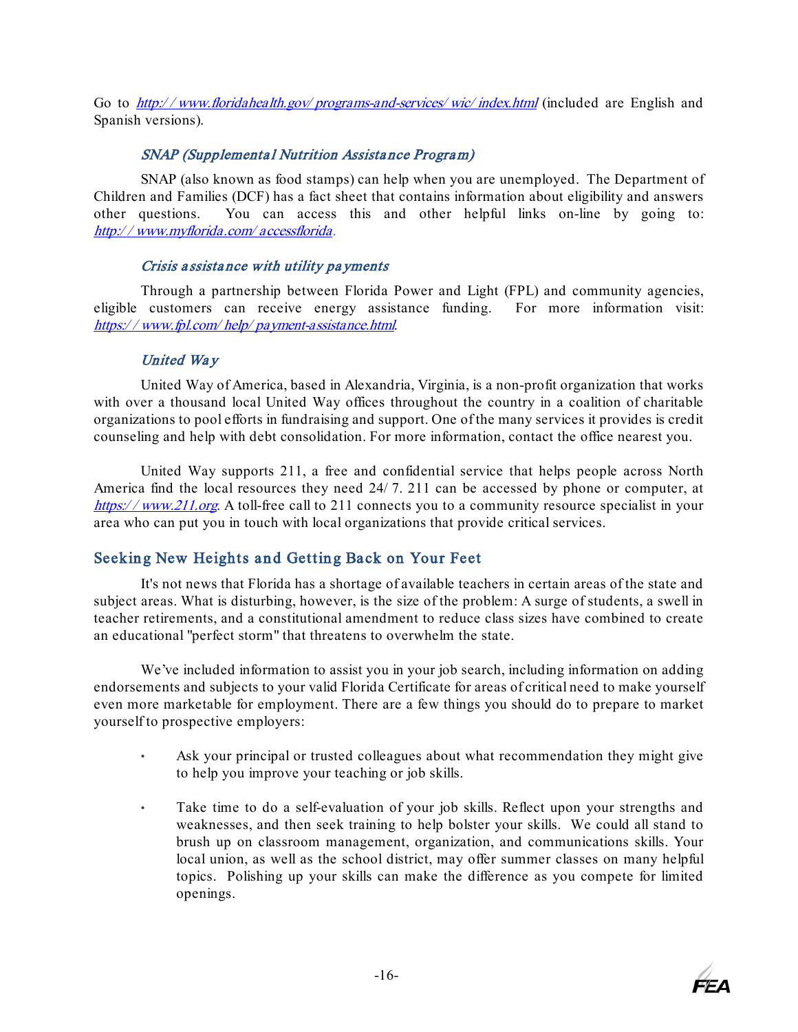Go to [http://www.floridahealth.gov/programs-and-services/wic/index.html](http://www.floridahealth.gov/programs-and-services/wic/index.html) (included are English and Spanish versions).

### *SNAP (Supplemental Nutrition Assistance Program)*

SNAP (also known as food stamps) can help when you are unemployed. The Department of Children and Families (DCF) has a fact sheet that contains information about eligibility and answers other questions. You can access this and other helpful links on-line by going to: [http://www.myflorida.com/accessflorida](http://www.myflorida.com/accessflorida).

### *Crisis assistance with utility payments*

Through a partnership between Florida Power and Light (FPL) and community agencies, eligible customers can receive energy assistance funding. For more information visit: [https://www.fpl.com/help/payment-assistance.html](https://www.fpl.com/help/payment-assistance.html).

### *United Way*

United Way of America, based in Alexandria, Virginia, is a non-profit organization that works with over a thousand local United Way offices throughout the country in a coalition of charitable organizations to pool efforts in fundraising and support. One of the many services it provides is credit counseling and help with debt consolidation. For more information, contact the office nearest you.

United Way supports 211, a free and confidential service that helps people across North America find the local resources they need 24/7. 211 can be accessed by phone or computer, at [https://www.211.org](https://www.211.org). A toll-free call to 211 connects you to a community resource specialist in your area who can put you in touch with local organizations that provide critical services.

## Seeking New Heights and Getting Back on Your Feet

It's not news that Florida has a shortage of available teachers in certain areas of the state and subject areas. What is disturbing, however, is the size of the problem: A surge of students, a swell in teacher retirements, and a constitutional amendment to reduce class sizes have combined to create an educational "perfect storm" that threatens to overwhelm the state.

We've included information to assist you in your job search, including information on adding endorsements and subjects to your valid Florida Certificate for areas of critical need to make yourself even more marketable for employment. There are a few things you should do to prepare to market yourself to prospective employers:

- Ask your principal or trusted colleagues about what recommendation they might give to help you improve your teaching or job skills.
- Take time to do a self-evaluation of your job skills. Reflect upon your strengths and weaknesses, and then seek training to help bolster your skills. We could all stand to brush up on classroom management, organization, and communications skills. Your local union, as well as the school district, may offer summer classes on many helpful topics. Polishing up your skills can make the difference as you compete for limited openings.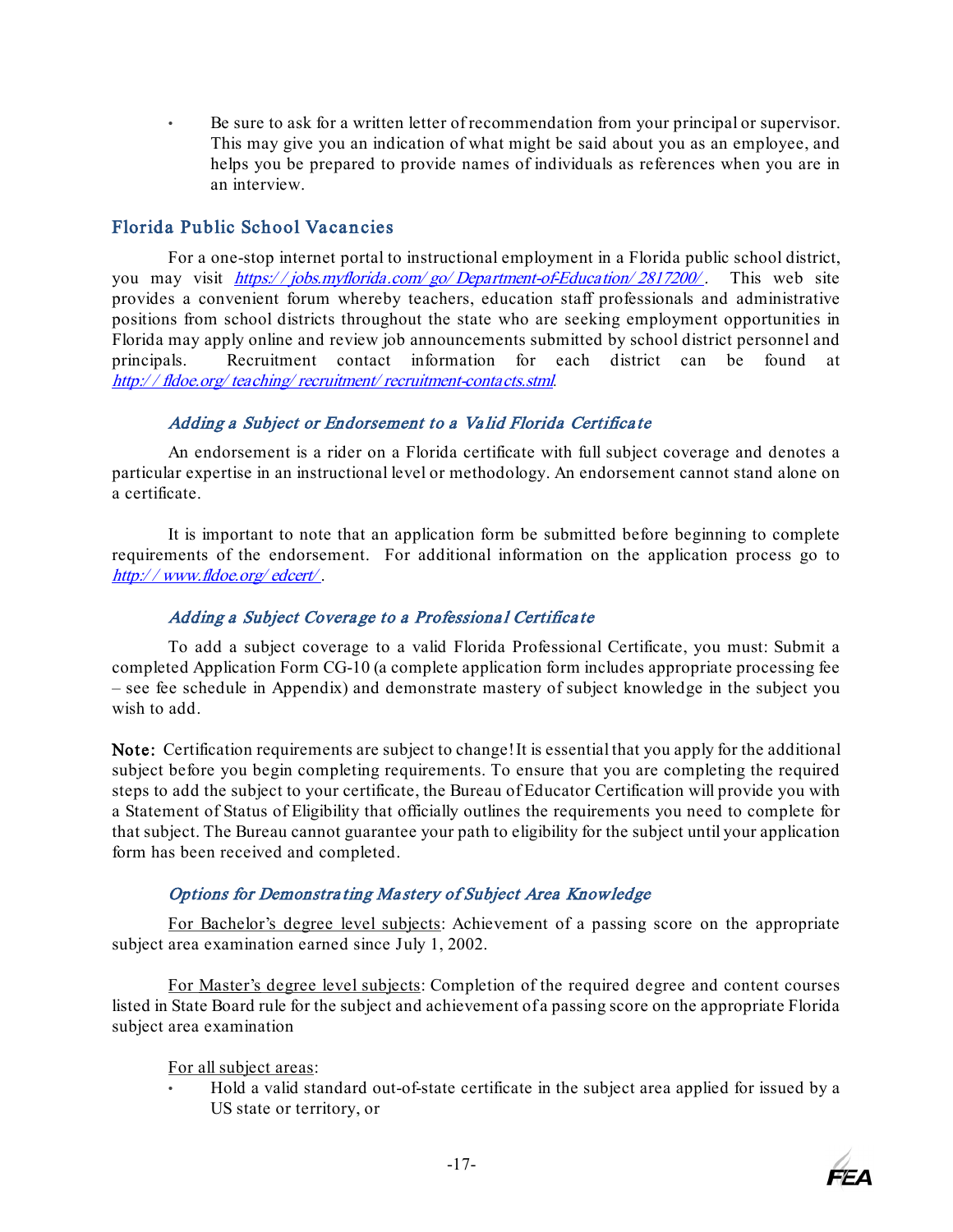- Be sure to ask for a written letter of recommendation from your principal or supervisor. This may give you an indication of what might be said about you as an employee, and helps you be prepared to provide names of individuals as references when you are in an interview.

## Florida Public School Vacancies

For a one-stop internet portal to instructional employment in a Florida public school district, you may visit *https://jobs.myflorida.com/go/Department-of-Education/2817200/*. This web site provides a convenient forum whereby teachers, education staff professionals and administrative positions from school districts throughout the state who are seeking employment opportunities in Florida may apply online and review job announcements submitted by school district personnel and principals. Recruitment contact information for each district can be found at *http://fldoe.org/teaching/recruitment/recruitment-contacts.stml*.

### *Adding a Subject or Endorsement to a Valid Florida Certificate*

An endorsement is a rider on a Florida certificate with full subject coverage and denotes a particular expertise in an instructional level or methodology. An endorsement cannot stand alone on a certificate.

It is important to note that an application form be submitted before beginning to complete requirements of the endorsement. For additional information on the application process go to *http://www.fldoe.org/edcert/*.

### *Adding a Subject Coverage to a Professional Certificate*

To add a subject coverage to a valid Florida Professional Certificate, you must: Submit a completed Application Form CG-10 (a complete application form includes appropriate processing fee – see fee schedule in Appendix) and demonstrate mastery of subject knowledge in the subject you wish to add.

**Note:** Certification requirements are subject to change! It is essential that you apply for the additional subject before you begin completing requirements. To ensure that you are completing the required steps to add the subject to your certificate, the Bureau of Educator Certification will provide you with a Statement of Status of Eligibility that officially outlines the requirements you need to complete for that subject. The Bureau cannot guarantee your path to eligibility for the subject until your application form has been received and completed.

### *Options for Demonstrating Mastery of Subject Area Knowledge*

For Bachelor's degree level subjects: Achievement of a passing score on the appropriate subject area examination earned since July 1, 2002.

For Master's degree level subjects: Completion of the required degree and content courses listed in State Board rule for the subject and achievement of a passing score on the appropriate Florida subject area examination

For all subject areas:

- Hold a valid standard out-of-state certificate in the subject area applied for issued by a US state or territory, or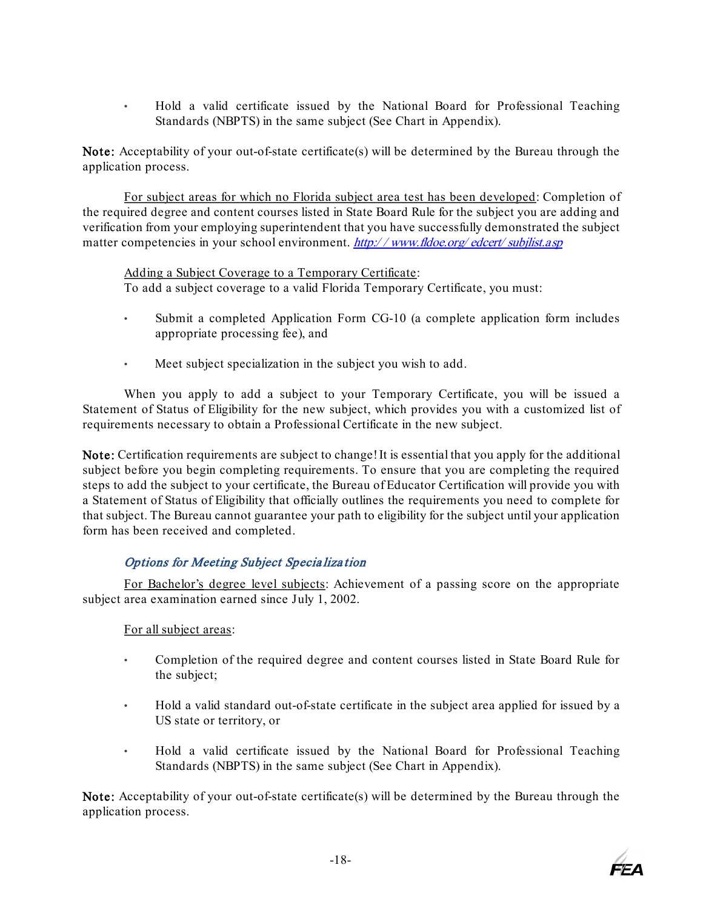- Hold a valid certificate issued by the National Board for Professional Teaching Standards (NBPTS) in the same subject (See Chart in Appendix).

**Note:** Acceptability of your out-of-state certificate(s) will be determined by the Bureau through the application process.

For subject areas for which no Florida subject area test has been developed: Completion of the required degree and content courses listed in State Board Rule for the subject you are adding and verification from your employing superintendent that you have successfully demonstrated the subject matter competencies in your school environment. *http://www.fldoe.org/edcert/subjlist.asp*

Adding a Subject Coverage to a Temporary Certificate:
To add a subject coverage to a valid Florida Temporary Certificate, you must:

- Submit a completed Application Form CG-10 (a complete application form includes appropriate processing fee), and
- Meet subject specialization in the subject you wish to add.

When you apply to add a subject to your Temporary Certificate, you will be issued a Statement of Status of Eligibility for the new subject, which provides you with a customized list of requirements necessary to obtain a Professional Certificate in the new subject.

**Note:** Certification requirements are subject to change! It is essential that you apply for the additional subject before you begin completing requirements. To ensure that you are completing the required steps to add the subject to your certificate, the Bureau of Educator Certification will provide you with a Statement of Status of Eligibility that officially outlines the requirements you need to complete for that subject. The Bureau cannot guarantee your path to eligibility for the subject until your application form has been received and completed.

### *Options for Meeting Subject Specialization*

For Bachelor's degree level subjects: Achievement of a passing score on the appropriate subject area examination earned since July 1, 2002.

For all subject areas:

- Completion of the required degree and content courses listed in State Board Rule for the subject;
- Hold a valid standard out-of-state certificate in the subject area applied for issued by a US state or territory, or
- Hold a valid certificate issued by the National Board for Professional Teaching Standards (NBPTS) in the same subject (See Chart in Appendix).

**Note:** Acceptability of your out-of-state certificate(s) will be determined by the Bureau through the application process.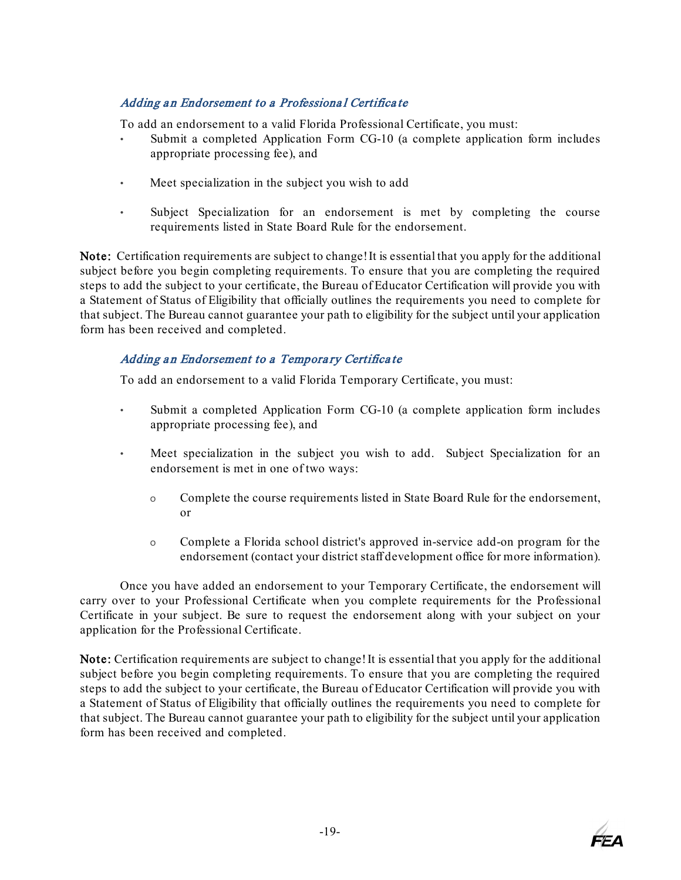### *Adding an Endorsement to a Professional Certificate*

To add an endorsement to a valid Florida Professional Certificate, you must:

- Submit a completed Application Form CG-10 (a complete application form includes appropriate processing fee), and
- Meet specialization in the subject you wish to add
- Subject Specialization for an endorsement is met by completing the course requirements listed in State Board Rule for the endorsement.

**Note:** Certification requirements are subject to change! It is essential that you apply for the additional subject before you begin completing requirements. To ensure that you are completing the required steps to add the subject to your certificate, the Bureau of Educator Certification will provide you with a Statement of Status of Eligibility that officially outlines the requirements you need to complete for that subject. The Bureau cannot guarantee your path to eligibility for the subject until your application form has been received and completed.

### *Adding an Endorsement to a Temporary Certificate*

To add an endorsement to a valid Florida Temporary Certificate, you must:

- Submit a completed Application Form CG-10 (a complete application form includes appropriate processing fee), and
- Meet specialization in the subject you wish to add. Subject Specialization for an endorsement is met in one of two ways:
  - Complete the course requirements listed in State Board Rule for the endorsement, or
  - Complete a Florida school district's approved in-service add-on program for the endorsement (contact your district staff development office for more information).

Once you have added an endorsement to your Temporary Certificate, the endorsement will carry over to your Professional Certificate when you complete requirements for the Professional Certificate in your subject. Be sure to request the endorsement along with your subject on your application for the Professional Certificate.

**Note:** Certification requirements are subject to change! It is essential that you apply for the additional subject before you begin completing requirements. To ensure that you are completing the required steps to add the subject to your certificate, the Bureau of Educator Certification will provide you with a Statement of Status of Eligibility that officially outlines the requirements you need to complete for that subject. The Bureau cannot guarantee your path to eligibility for the subject until your application form has been received and completed.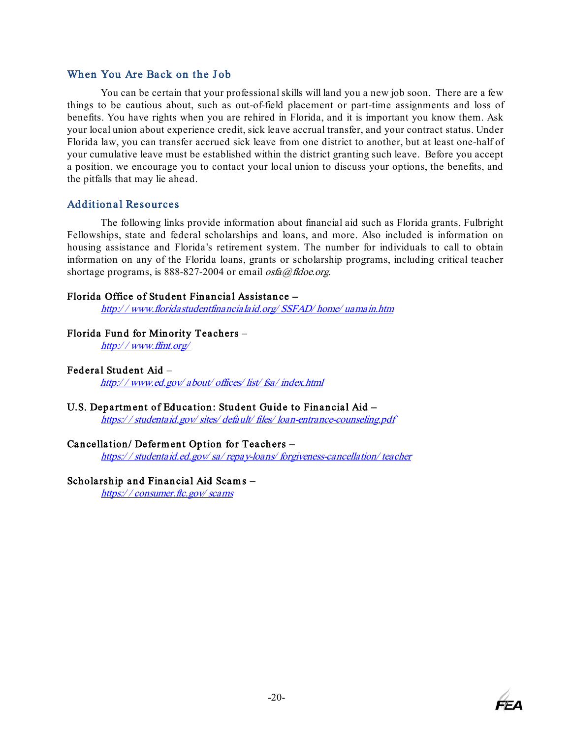## When You Are Back on the Job

You can be certain that your professional skills will land you a new job soon. There are a few things to be cautious about, such as out-of-field placement or part-time assignments and loss of benefits. You have rights when you are rehired in Florida, and it is important you know them. Ask your local union about experience credit, sick leave accrual transfer, and your contract status. Under Florida law, you can transfer accrued sick leave from one district to another, but at least one-half of your cumulative leave must be established within the district granting such leave. Before you accept a position, we encourage you to contact your local union to discuss your options, the benefits, and the pitfalls that may lie ahead.

## Additional Resources

The following links provide information about financial aid such as Florida grants, Fulbright Fellowships, state and federal scholarships and loans, and more. Also included is information on housing assistance and Florida's retirement system. The number for individuals to call to obtain information on any of the Florida loans, grants or scholarship programs, including critical teacher shortage programs, is 888-827-2004 or email *osfa@fldoe.org*.

**Florida Office of Student Financial Assistance –**
http://www.floridastudentfinancialaid.org/SSFAD/home/uamain.htm

**Florida Fund for Minority Teachers –**
http://www.ffmt.org/

**Federal Student Aid –**
http://www.ed.gov/about/offices/list/fsa/index.html

**U.S. Department of Education: Student Guide to Financial Aid –**
https://studentaid.gov/sites/default/files/loan-entrance-counseling.pdf

**Cancellation/Deferment Option for Teachers –**
https://studentaid.ed.gov/sa/repay-loans/forgiveness-cancellation/teacher

**Scholarship and Financial Aid Scams –**
https://consumer.ftc.gov/scams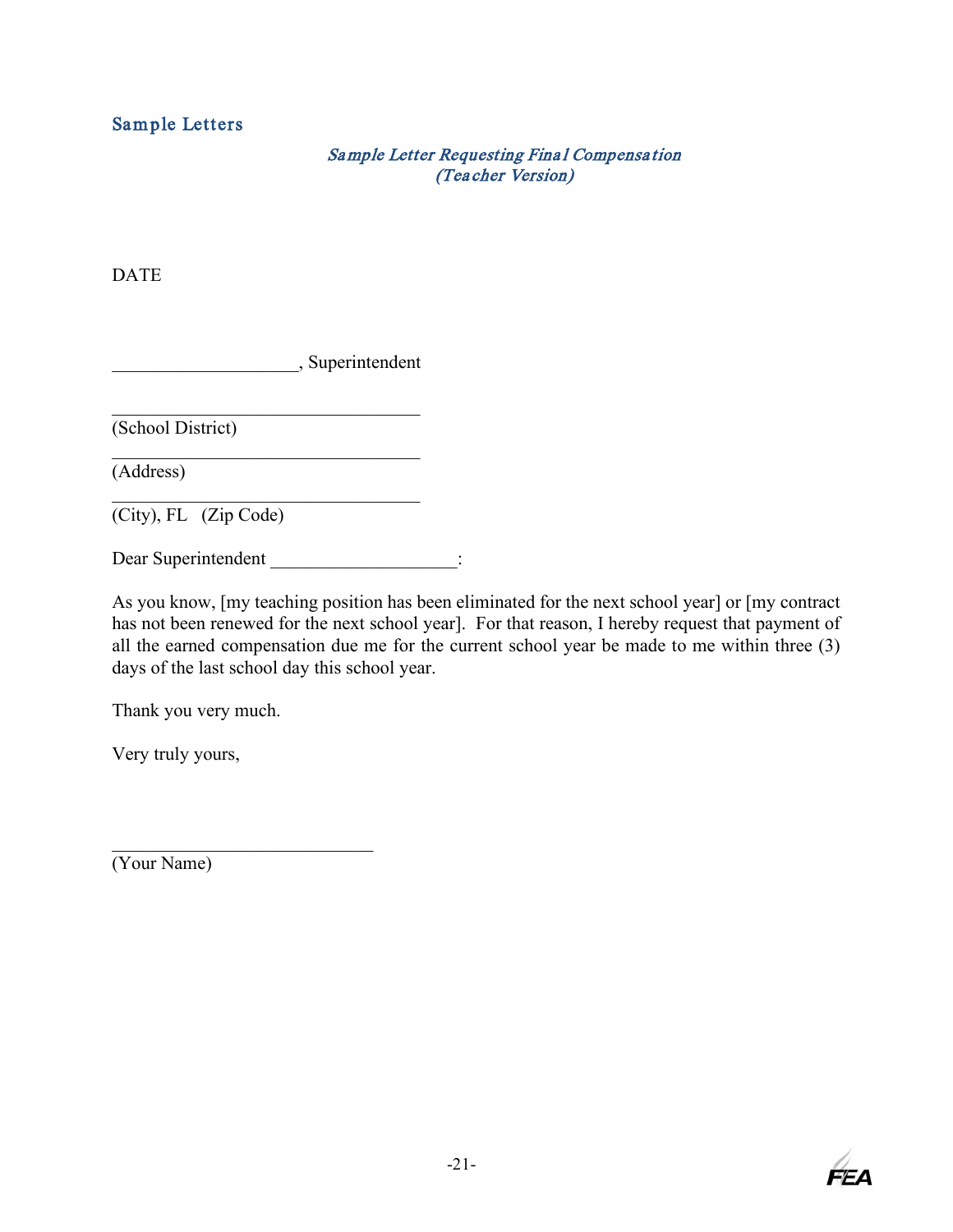## Sample Letters

### *Sample Letter Requesting Final Compensation (Teacher Version)*

DATE

____________________, Superintendent

________________________________
(School District)

________________________________
(Address)

________________________________
(City), FL   (Zip Code)

Dear Superintendent ____________________:

As you know, [my teaching position has been eliminated for the next school year] or [my contract has not been renewed for the next school year]. For that reason, I hereby request that payment of all the earned compensation due me for the current school year be made to me within three (3) days of the last school day this school year.

Thank you very much.

Very truly yours,

____________________________
(Your Name)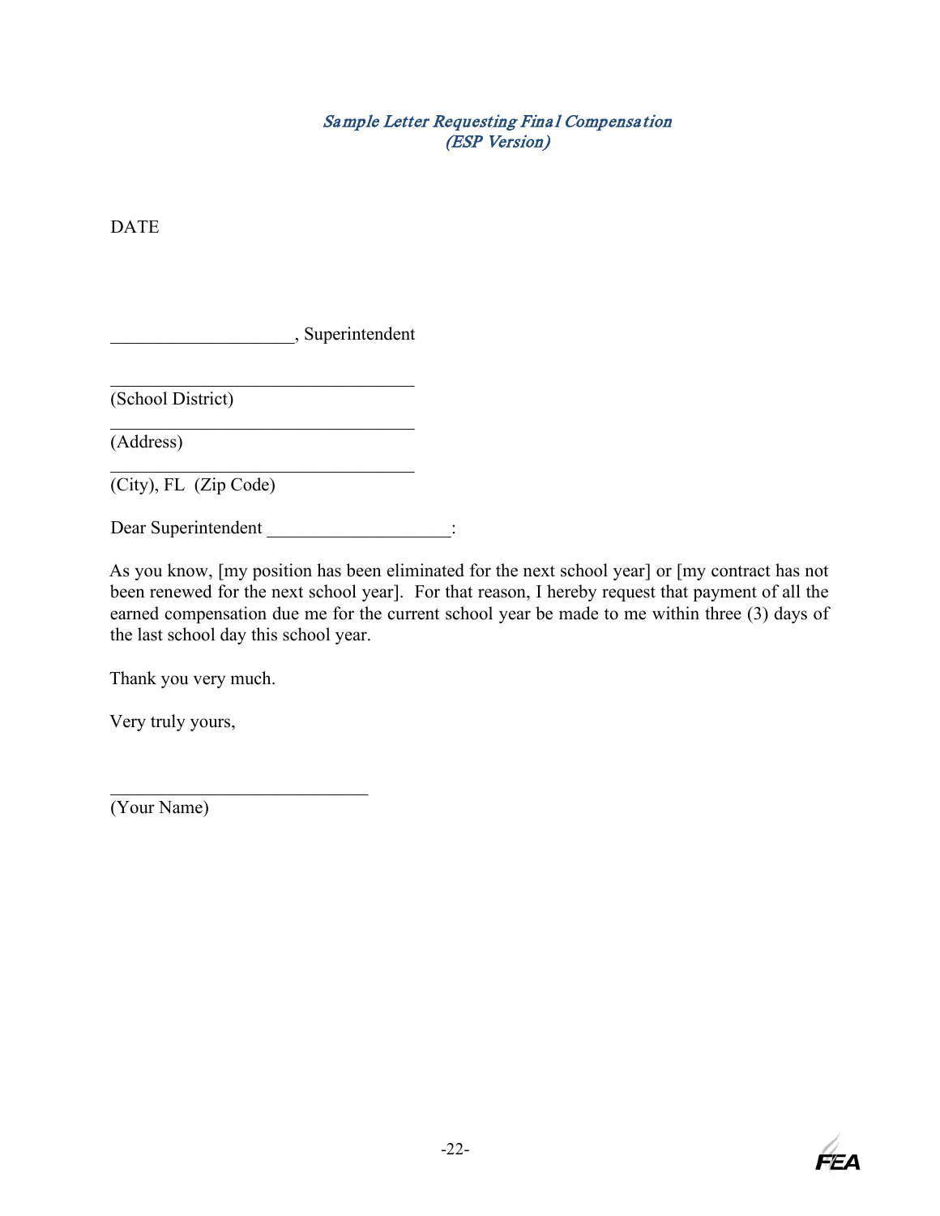*Sample Letter Requesting Final Compensation*
*(ESP Version)*

DATE

____________________, Superintendent

__________________________________
(School District)

__________________________________
(Address)

__________________________________
(City), FL (Zip Code)

Dear Superintendent ____________________:

As you know, [my position has been eliminated for the next school year] or [my contract has not been renewed for the next school year]. For that reason, I hereby request that payment of all the earned compensation due me for the current school year be made to me within three (3) days of the last school day this school year.

Thank you very much.

Very truly yours,

_____________________________
(Your Name)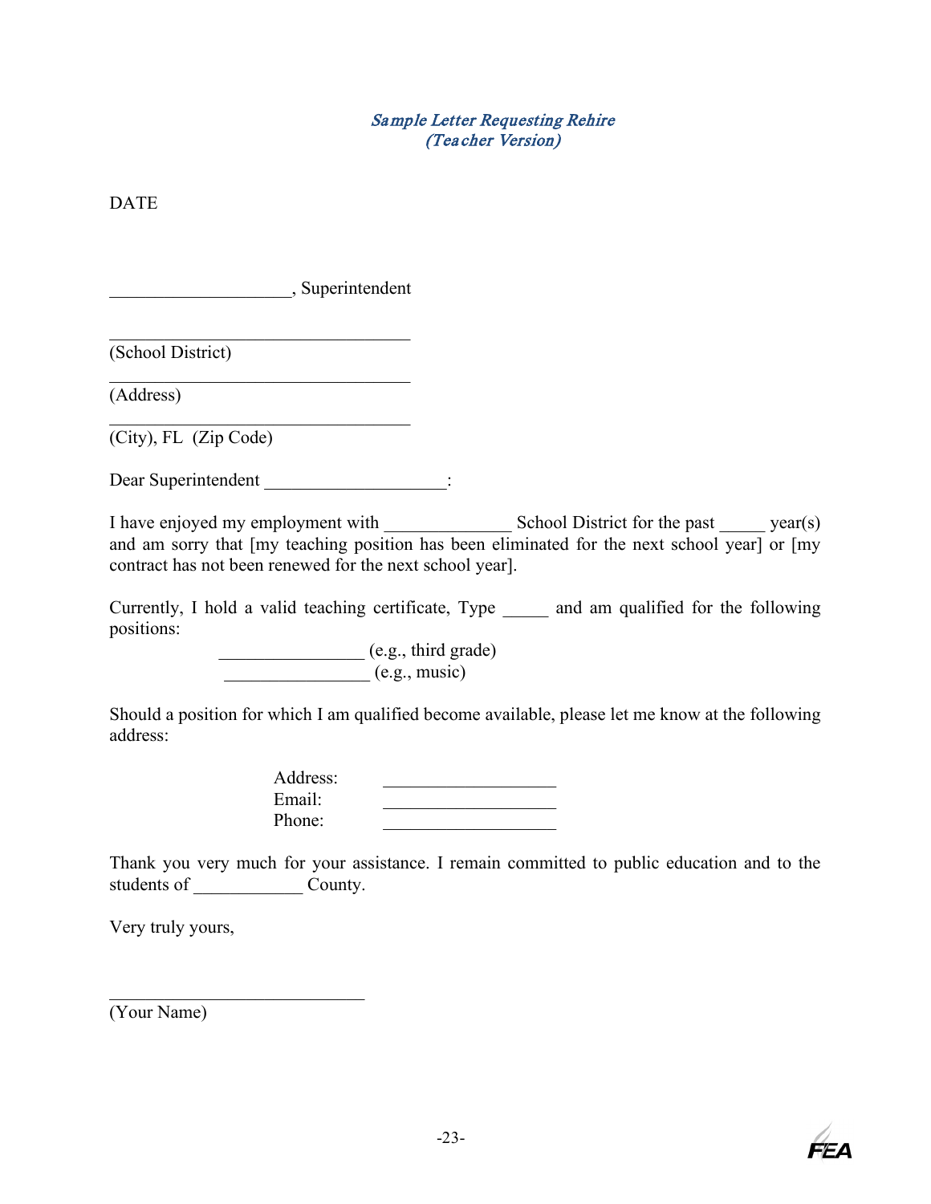*Sample Letter Requesting Rehire*
*(Teacher Version)*

DATE

____________________, Superintendent

__________________________________
(School District)

__________________________________
(Address)

__________________________________
(City), FL (Zip Code)

Dear Superintendent ____________________:

I have enjoyed my employment with ______________ School District for the past _____ year(s) and am sorry that [my teaching position has been eliminated for the next school year] or [my contract has not been renewed for the next school year].

Currently, I hold a valid teaching certificate, Type _____ and am qualified for the following positions:

________________ (e.g., third grade)
________________ (e.g., music)

Should a position for which I am qualified become available, please let me know at the following address:

Address: ___________________
Email: ___________________
Phone: ___________________

Thank you very much for your assistance. I remain committed to public education and to the students of ____________ County.

Very truly yours,

____________________________
(Your Name)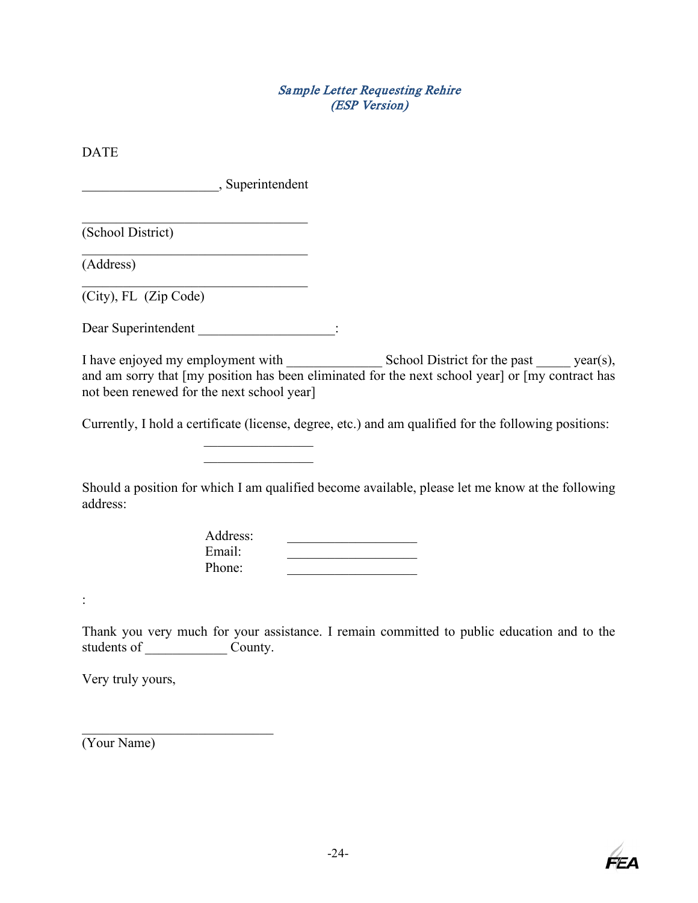*Sample Letter Requesting Rehire*
*(ESP Version)*

DATE

____________________, Superintendent

__________________________________
(School District)

__________________________________
(Address)

__________________________________
(City), FL  (Zip Code)

Dear Superintendent ____________________:

I have enjoyed my employment with ______________ School District for the past _____ year(s), and am sorry that [my position has been eliminated for the next school year] or [my contract has not been renewed for the next school year]

Currently, I hold a certificate (license, degree, etc.) and am qualified for the following positions:

________________
________________

Should a position for which I am qualified become available, please let me know at the following address:

Address: ___________________
Email: ___________________
Phone: ___________________

:

Thank you very much for your assistance. I remain committed to public education and to the students of ____________ County.

Very truly yours,

_____________________________
(Your Name)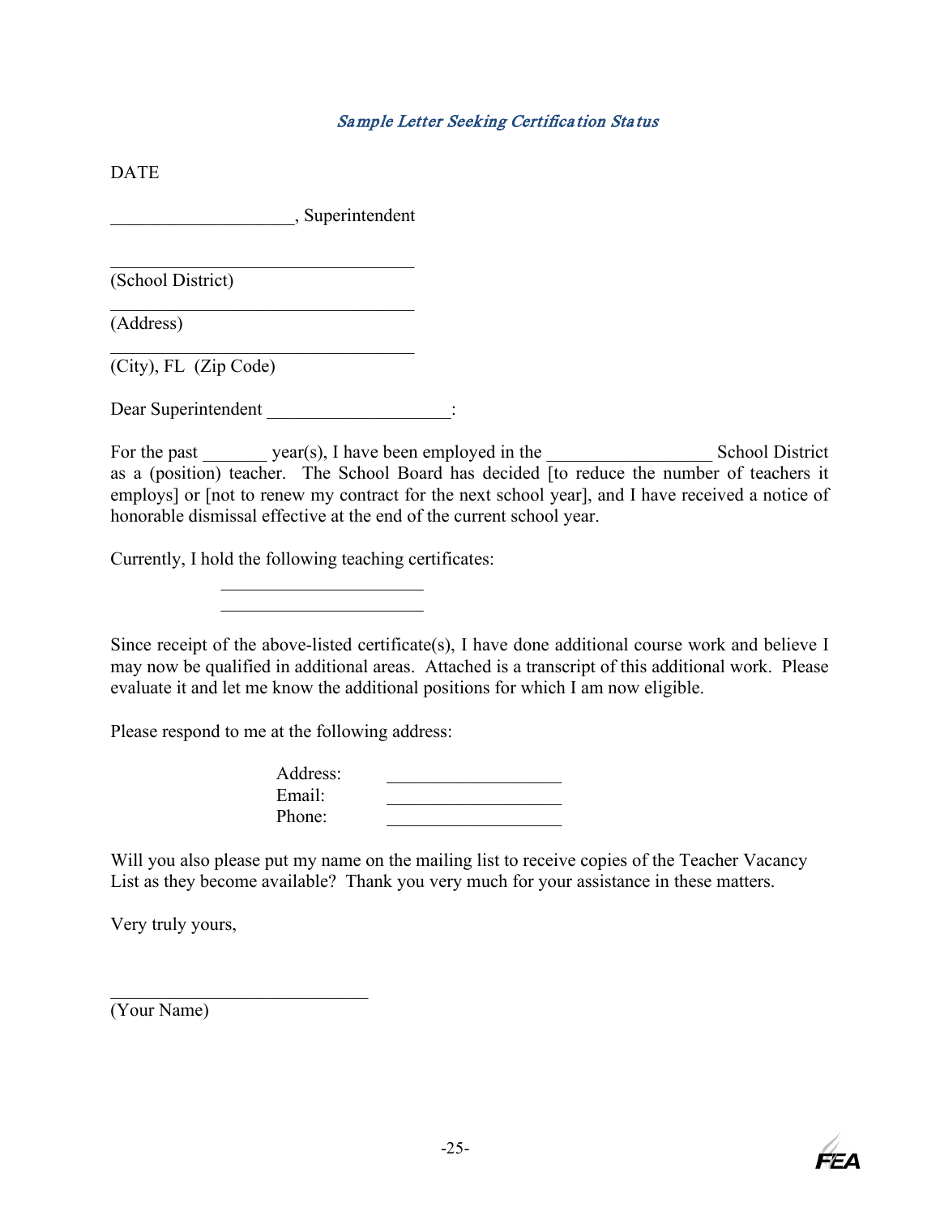*Sample Letter Seeking Certification Status*

DATE

____________________, Superintendent

________________________________
(School District)
________________________________
(Address)
________________________________
(City), FL  (Zip Code)

Dear Superintendent ____________________:

For the past _______ year(s), I have been employed in the __________________ School District as a (position) teacher.  The School Board has decided [to reduce the number of teachers it employs] or [not to renew my contract for the next school year], and I have received a notice of honorable dismissal effective at the end of the current school year.

Currently, I hold the following teaching certificates:

______________________
______________________

Since receipt of the above-listed certificate(s), I have done additional course work and believe I may now be qualified in additional areas.  Attached is a transcript of this additional work.  Please evaluate it and let me know the additional positions for which I am now eligible.

Please respond to me at the following address:

Address: ___________________
Email: ___________________
Phone: ___________________

Will you also please put my name on the mailing list to receive copies of the Teacher Vacancy List as they become available?  Thank you very much for your assistance in these matters.

Very truly yours,

____________________________
(Your Name)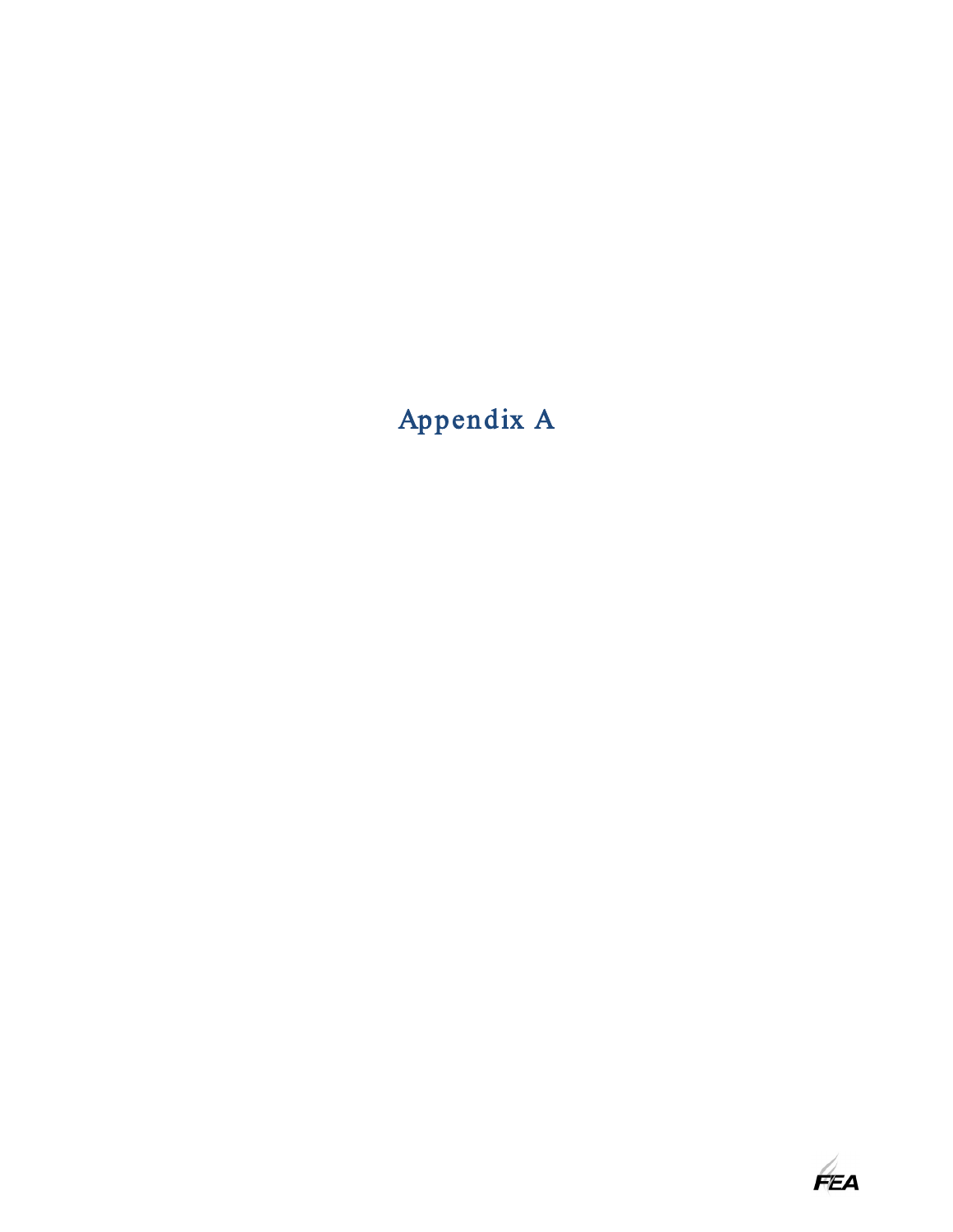# Appendix A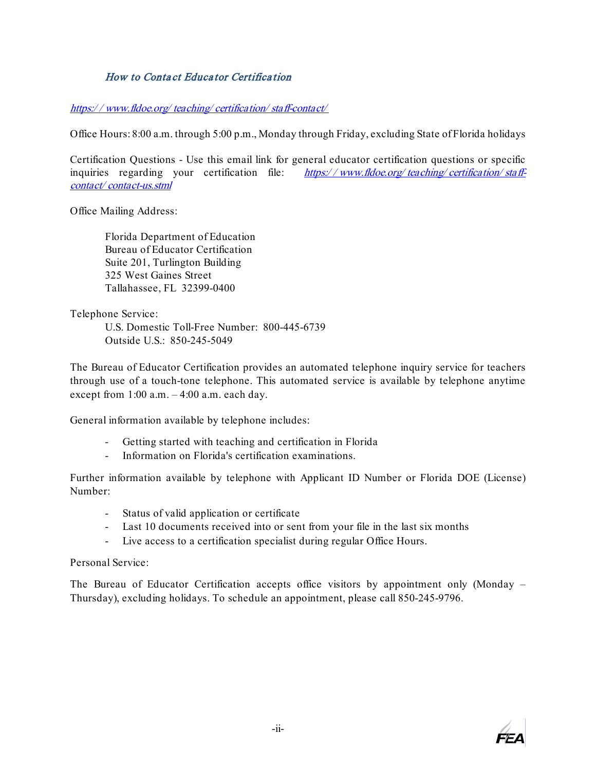## *How to Contact Educator Certification*

*https://www.fldoe.org/teaching/certification/staff-contact/*

Office Hours: 8:00 a.m. through 5:00 p.m., Monday through Friday, excluding State of Florida holidays

Certification Questions - Use this email link for general educator certification questions or specific inquiries regarding your certification file: *https://www.fldoe.org/teaching/certification/staff-contact/contact-us.stml*

Office Mailing Address:

Florida Department of Education
Bureau of Educator Certification
Suite 201, Turlington Building
325 West Gaines Street
Tallahassee, FL 32399-0400

Telephone Service:

U.S. Domestic Toll-Free Number: 800-445-6739
Outside U.S.: 850-245-5049

The Bureau of Educator Certification provides an automated telephone inquiry service for teachers through use of a touch-tone telephone. This automated service is available by telephone anytime except from 1:00 a.m. – 4:00 a.m. each day.

General information available by telephone includes:

- Getting started with teaching and certification in Florida
- Information on Florida's certification examinations.

Further information available by telephone with Applicant ID Number or Florida DOE (License) Number:

- Status of valid application or certificate
- Last 10 documents received into or sent from your file in the last six months
- Live access to a certification specialist during regular Office Hours.

Personal Service:

The Bureau of Educator Certification accepts office visitors by appointment only (Monday – Thursday), excluding holidays. To schedule an appointment, please call 850-245-9796.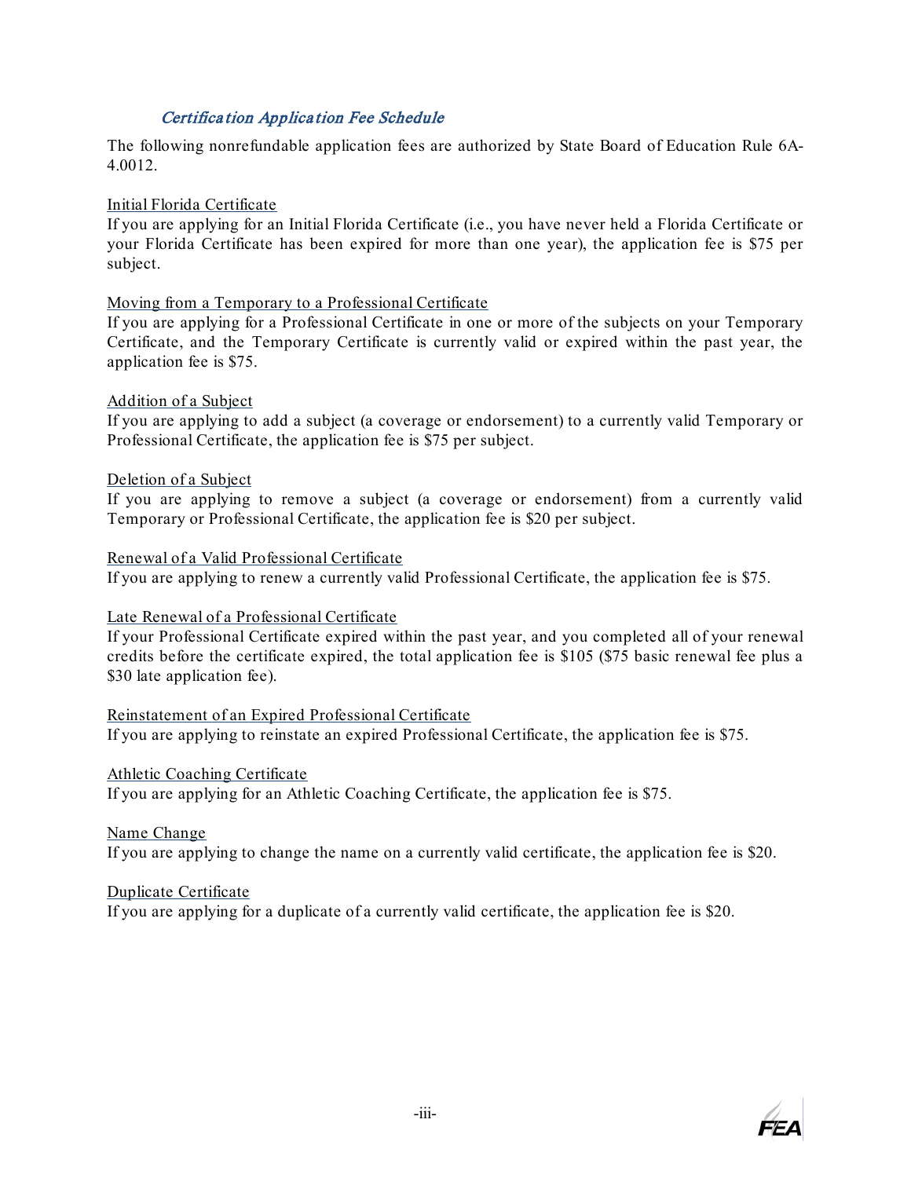## *Certification Application Fee Schedule*

The following nonrefundable application fees are authorized by State Board of Education Rule 6A-4.0012.

Initial Florida Certificate
If you are applying for an Initial Florida Certificate (i.e., you have never held a Florida Certificate or your Florida Certificate has been expired for more than one year), the application fee is $75 per subject.

Moving from a Temporary to a Professional Certificate
If you are applying for a Professional Certificate in one or more of the subjects on your Temporary Certificate, and the Temporary Certificate is currently valid or expired within the past year, the application fee is $75.

Addition of a Subject
If you are applying to add a subject (a coverage or endorsement) to a currently valid Temporary or Professional Certificate, the application fee is $75 per subject.

Deletion of a Subject
If you are applying to remove a subject (a coverage or endorsement) from a currently valid Temporary or Professional Certificate, the application fee is $20 per subject.

Renewal of a Valid Professional Certificate
If you are applying to renew a currently valid Professional Certificate, the application fee is $75.

Late Renewal of a Professional Certificate
If your Professional Certificate expired within the past year, and you completed all of your renewal credits before the certificate expired, the total application fee is $105 ($75 basic renewal fee plus a $30 late application fee).

Reinstatement of an Expired Professional Certificate
If you are applying to reinstate an expired Professional Certificate, the application fee is $75.

Athletic Coaching Certificate
If you are applying for an Athletic Coaching Certificate, the application fee is $75.

Name Change
If you are applying to change the name on a currently valid certificate, the application fee is $20.

Duplicate Certificate
If you are applying for a duplicate of a currently valid certificate, the application fee is $20.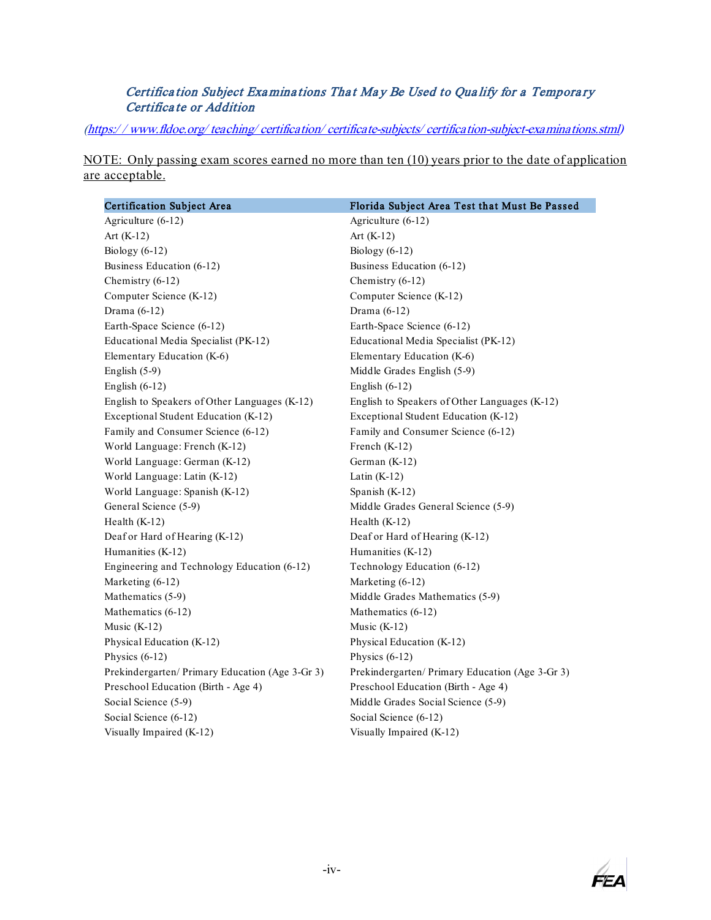### *Certification Subject Examinations That May Be Used to Qualify for a Temporary Certificate or Addition*

*(https://www.fldoe.org/teaching/certification/certificate-subjects/certification-subject-examinations.stml)*

NOTE: Only passing exam scores earned no more than ten (10) years prior to the date of application are acceptable.

| Certification Subject Area | Florida Subject Area Test that Must Be Passed |
|---|---|
| Agriculture (6-12) | Agriculture (6-12) |
| Art (K-12) | Art (K-12) |
| Biology (6-12) | Biology (6-12) |
| Business Education (6-12) | Business Education (6-12) |
| Chemistry (6-12) | Chemistry (6-12) |
| Computer Science (K-12) | Computer Science (K-12) |
| Drama (6-12) | Drama (6-12) |
| Earth-Space Science (6-12) | Earth-Space Science (6-12) |
| Educational Media Specialist (PK-12) | Educational Media Specialist (PK-12) |
| Elementary Education (K-6) | Elementary Education (K-6) |
| English (5-9) | Middle Grades English (5-9) |
| English (6-12) | English (6-12) |
| English to Speakers of Other Languages (K-12) | English to Speakers of Other Languages (K-12) |
| Exceptional Student Education (K-12) | Exceptional Student Education (K-12) |
| Family and Consumer Science (6-12) | Family and Consumer Science (6-12) |
| World Language: French (K-12) | French (K-12) |
| World Language: German (K-12) | German (K-12) |
| World Language: Latin (K-12) | Latin (K-12) |
| World Language: Spanish (K-12) | Spanish (K-12) |
| General Science (5-9) | Middle Grades General Science (5-9) |
| Health (K-12) | Health (K-12) |
| Deaf or Hard of Hearing (K-12) | Deaf or Hard of Hearing (K-12) |
| Humanities (K-12) | Humanities (K-12) |
| Engineering and Technology Education (6-12) | Technology Education (6-12) |
| Marketing (6-12) | Marketing (6-12) |
| Mathematics (5-9) | Middle Grades Mathematics (5-9) |
| Mathematics (6-12) | Mathematics (6-12) |
| Music (K-12) | Music (K-12) |
| Physical Education (K-12) | Physical Education (K-12) |
| Physics (6-12) | Physics (6-12) |
| Prekindergarten/Primary Education (Age 3-Gr 3) | Prekindergarten/Primary Education (Age 3-Gr 3) |
| Preschool Education (Birth - Age 4) | Preschool Education (Birth - Age 4) |
| Social Science (5-9) | Middle Grades Social Science (5-9) |
| Social Science (6-12) | Social Science (6-12) |
| Visually Impaired (K-12) | Visually Impaired (K-12) |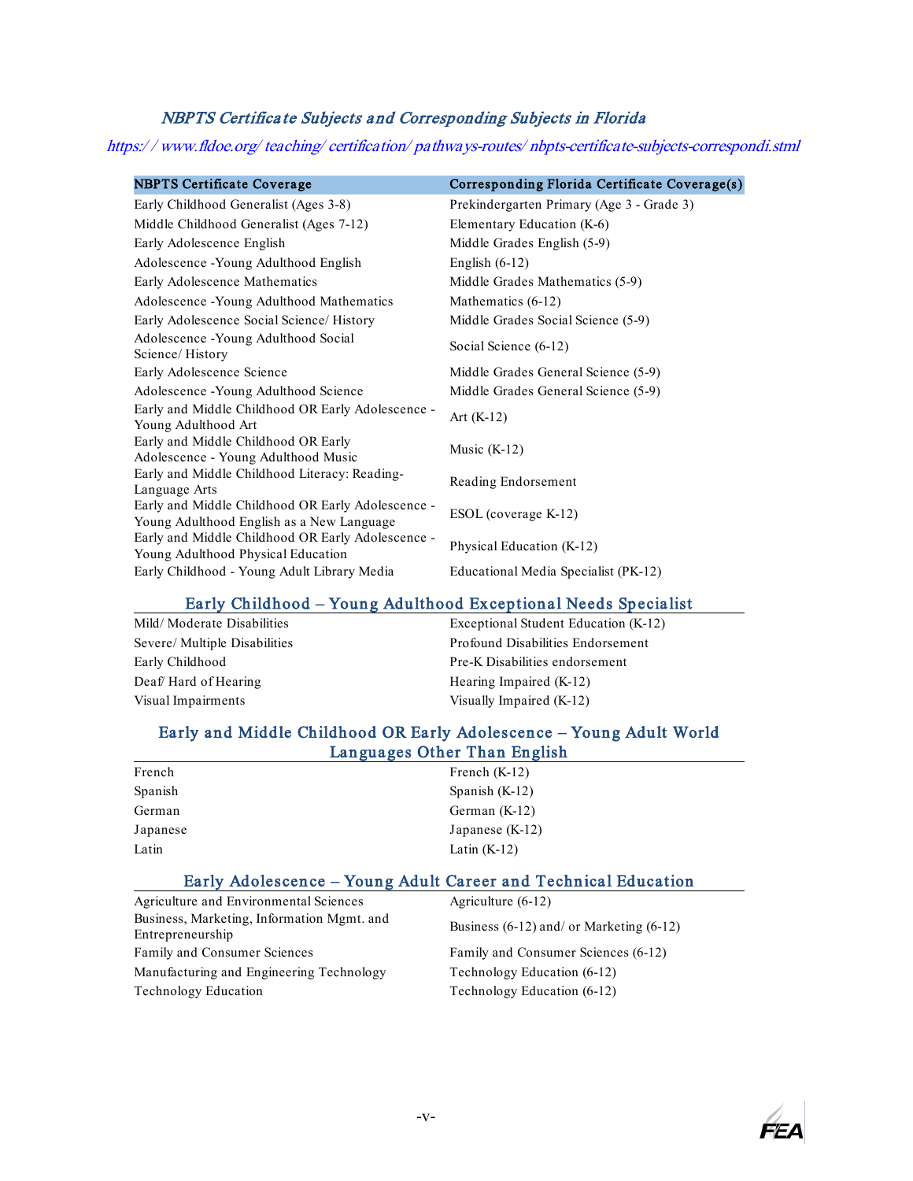## *NBPTS Certificate Subjects and Corresponding Subjects in Florida*

*https://www.fldoe.org/teaching/certification/pathways-routes/nbpts-certificate-subjects-correspondi.stml*

| NBPTS Certificate Coverage | Corresponding Florida Certificate Coverage(s) |
|---|---|
| Early Childhood Generalist (Ages 3-8) | Prekindergarten Primary (Age 3 - Grade 3) |
| Middle Childhood Generalist (Ages 7-12) | Elementary Education (K-6) |
| Early Adolescence English | Middle Grades English (5-9) |
| Adolescence -Young Adulthood English | English (6-12) |
| Early Adolescence Mathematics | Middle Grades Mathematics (5-9) |
| Adolescence -Young Adulthood Mathematics | Mathematics (6-12) |
| Early Adolescence Social Science/History | Middle Grades Social Science (5-9) |
| Adolescence -Young Adulthood Social Science/History | Social Science (6-12) |
| Early Adolescence Science | Middle Grades General Science (5-9) |
| Adolescence -Young Adulthood Science | Middle Grades General Science (5-9) |
| Early and Middle Childhood OR Early Adolescence - Young Adulthood Art | Art (K-12) |
| Early and Middle Childhood OR Early Adolescence - Young Adulthood Music | Music (K-12) |
| Early and Middle Childhood Literacy: Reading-Language Arts | Reading Endorsement |
| Early and Middle Childhood OR Early Adolescence - Young Adulthood English as a New Language | ESOL (coverage K-12) |
| Early and Middle Childhood OR Early Adolescence - Young Adulthood Physical Education | Physical Education (K-12) |
| Early Childhood - Young Adult Library Media | Educational Media Specialist (PK-12) |

### Early Childhood – Young Adulthood Exceptional Needs Specialist

| | |
|---|---|
| Mild/Moderate Disabilities | Exceptional Student Education (K-12) |
| Severe/Multiple Disabilities | Profound Disabilities Endorsement |
| Early Childhood | Pre-K Disabilities endorsement |
| Deaf/Hard of Hearing | Hearing Impaired (K-12) |
| Visual Impairments | Visually Impaired (K-12) |

### Early and Middle Childhood OR Early Adolescence – Young Adult World Languages Other Than English

| | |
|---|---|
| French | French (K-12) |
| Spanish | Spanish (K-12) |
| German | German (K-12) |
| Japanese | Japanese (K-12) |
| Latin | Latin (K-12) |

### Early Adolescence – Young Adult Career and Technical Education

| | |
|---|---|
| Agriculture and Environmental Sciences | Agriculture (6-12) |
| Business, Marketing, Information Mgmt. and Entrepreneurship | Business (6-12) and/or Marketing (6-12) |
| Family and Consumer Sciences | Family and Consumer Sciences (6-12) |
| Manufacturing and Engineering Technology | Technology Education (6-12) |
| Technology Education | Technology Education (6-12) |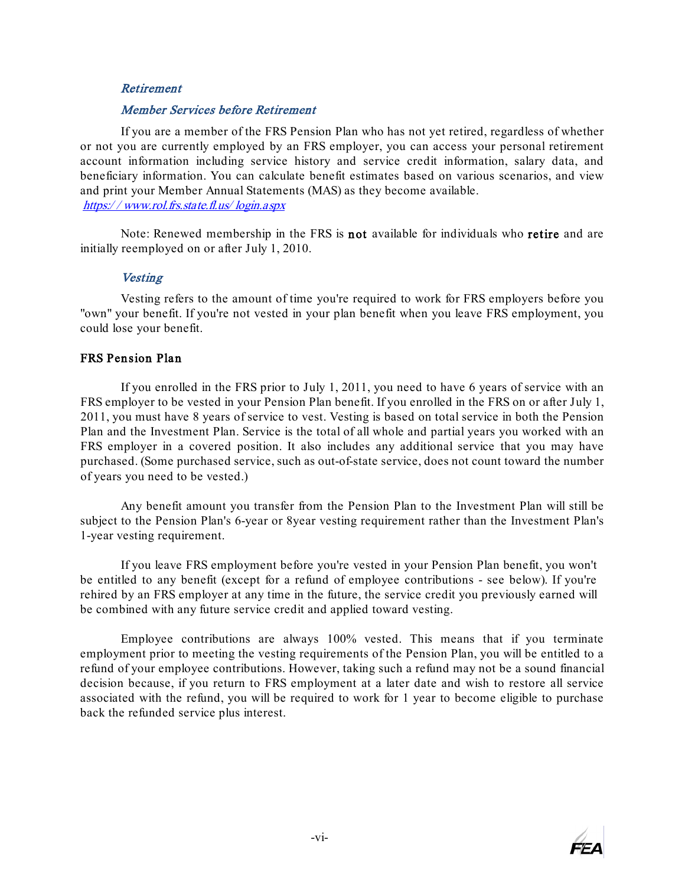### *Retirement*

#### *Member Services before Retirement*

If you are a member of the FRS Pension Plan who has not yet retired, regardless of whether or not you are currently employed by an FRS employer, you can access your personal retirement account information including service history and service credit information, salary data, and beneficiary information. You can calculate benefit estimates based on various scenarios, and view and print your Member Annual Statements (MAS) as they become available.
https://www.rol.frs.state.fl.us/login.aspx

Note: Renewed membership in the FRS is **not** available for individuals who **retire** and are initially reemployed on or after July 1, 2010.

#### *Vesting*

Vesting refers to the amount of time you're required to work for FRS employers before you "own" your benefit. If you're not vested in your plan benefit when you leave FRS employment, you could lose your benefit.

### FRS Pension Plan

If you enrolled in the FRS prior to July 1, 2011, you need to have 6 years of service with an FRS employer to be vested in your Pension Plan benefit. If you enrolled in the FRS on or after July 1, 2011, you must have 8 years of service to vest. Vesting is based on total service in both the Pension Plan and the Investment Plan. Service is the total of all whole and partial years you worked with an FRS employer in a covered position. It also includes any additional service that you may have purchased. (Some purchased service, such as out-of-state service, does not count toward the number of years you need to be vested.)

Any benefit amount you transfer from the Pension Plan to the Investment Plan will still be subject to the Pension Plan's 6-year or 8year vesting requirement rather than the Investment Plan's 1-year vesting requirement.

If you leave FRS employment before you're vested in your Pension Plan benefit, you won't be entitled to any benefit (except for a refund of employee contributions - see below). If you're rehired by an FRS employer at any time in the future, the service credit you previously earned will be combined with any future service credit and applied toward vesting.

Employee contributions are always 100% vested. This means that if you terminate employment prior to meeting the vesting requirements of the Pension Plan, you will be entitled to a refund of your employee contributions. However, taking such a refund may not be a sound financial decision because, if you return to FRS employment at a later date and wish to restore all service associated with the refund, you will be required to work for 1 year to become eligible to purchase back the refunded service plus interest.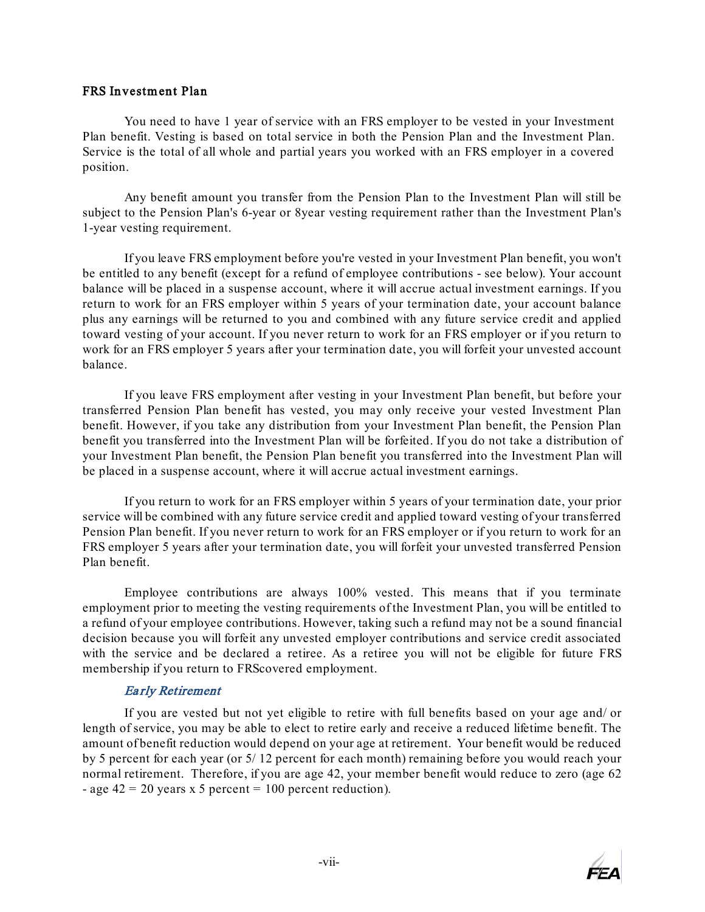### FRS Investment Plan

You need to have 1 year of service with an FRS employer to be vested in your Investment Plan benefit. Vesting is based on total service in both the Pension Plan and the Investment Plan. Service is the total of all whole and partial years you worked with an FRS employer in a covered position.

Any benefit amount you transfer from the Pension Plan to the Investment Plan will still be subject to the Pension Plan's 6-year or 8year vesting requirement rather than the Investment Plan's 1-year vesting requirement.

If you leave FRS employment before you're vested in your Investment Plan benefit, you won't be entitled to any benefit (except for a refund of employee contributions - see below). Your account balance will be placed in a suspense account, where it will accrue actual investment earnings. If you return to work for an FRS employer within 5 years of your termination date, your account balance plus any earnings will be returned to you and combined with any future service credit and applied toward vesting of your account. If you never return to work for an FRS employer or if you return to work for an FRS employer 5 years after your termination date, you will forfeit your unvested account balance.

If you leave FRS employment after vesting in your Investment Plan benefit, but before your transferred Pension Plan benefit has vested, you may only receive your vested Investment Plan benefit. However, if you take any distribution from your Investment Plan benefit, the Pension Plan benefit you transferred into the Investment Plan will be forfeited. If you do not take a distribution of your Investment Plan benefit, the Pension Plan benefit you transferred into the Investment Plan will be placed in a suspense account, where it will accrue actual investment earnings.

If you return to work for an FRS employer within 5 years of your termination date, your prior service will be combined with any future service credit and applied toward vesting of your transferred Pension Plan benefit. If you never return to work for an FRS employer or if you return to work for an FRS employer 5 years after your termination date, you will forfeit your unvested transferred Pension Plan benefit.

Employee contributions are always 100% vested. This means that if you terminate employment prior to meeting the vesting requirements of the Investment Plan, you will be entitled to a refund of your employee contributions. However, taking such a refund may not be a sound financial decision because you will forfeit any unvested employer contributions and service credit associated with the service and be declared a retiree. As a retiree you will not be eligible for future FRS membership if you return to FRScovered employment.

#### *Early Retirement*

If you are vested but not yet eligible to retire with full benefits based on your age and/ or length of service, you may be able to elect to retire early and receive a reduced lifetime benefit. The amount of benefit reduction would depend on your age at retirement. Your benefit would be reduced by 5 percent for each year (or 5/ 12 percent for each month) remaining before you would reach your normal retirement. Therefore, if you are age 42, your member benefit would reduce to zero (age 62 - age 42 = 20 years x 5 percent = 100 percent reduction).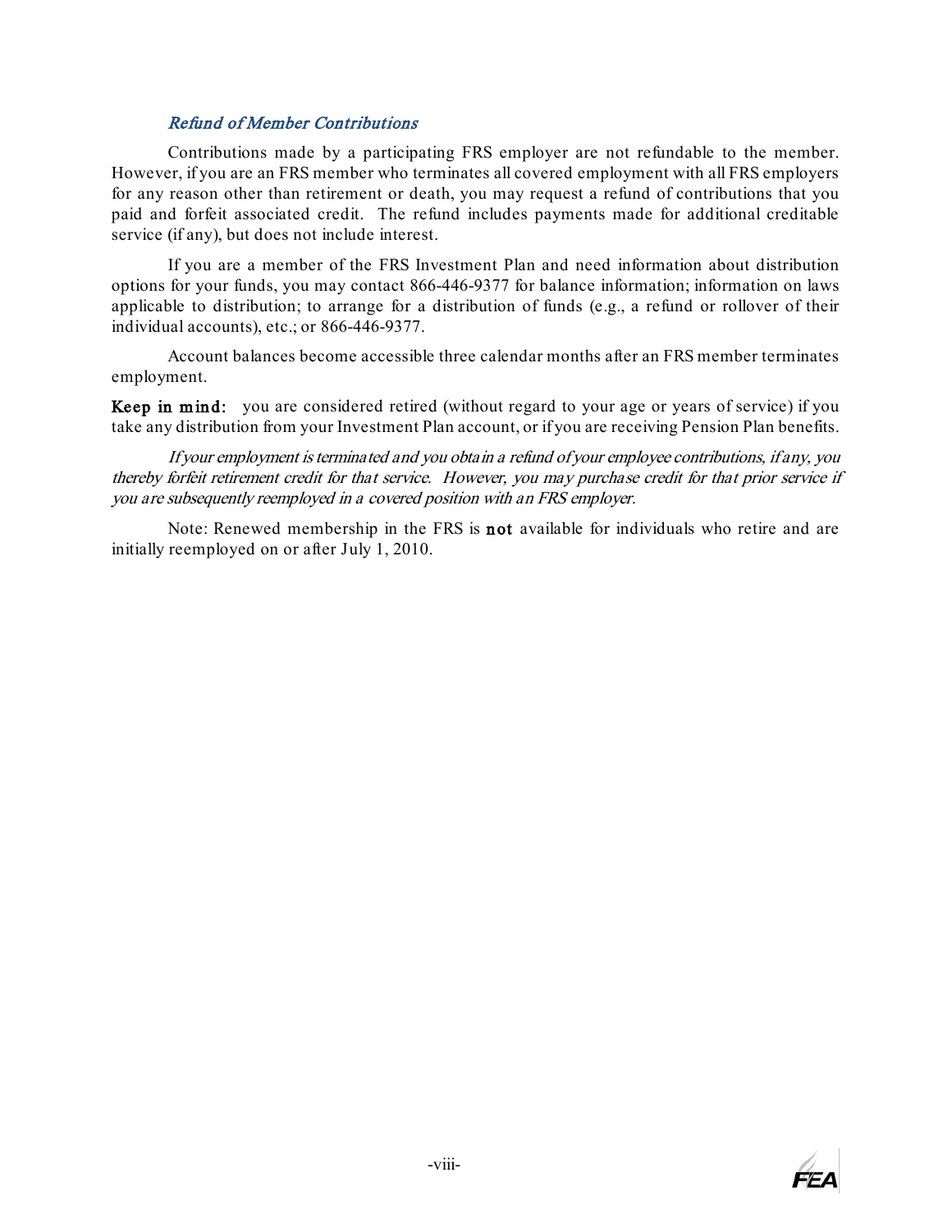### *Refund of Member Contributions*

Contributions made by a participating FRS employer are not refundable to the member. However, if you are an FRS member who terminates all covered employment with all FRS employers for any reason other than retirement or death, you may request a refund of contributions that you paid and forfeit associated credit. The refund includes payments made for additional creditable service (if any), but does not include interest.

If you are a member of the FRS Investment Plan and need information about distribution options for your funds, you may contact 866-446-9377 for balance information; information on laws applicable to distribution; to arrange for a distribution of funds (e.g., a refund or rollover of their individual accounts), etc.; or 866-446-9377.

Account balances become accessible three calendar months after an FRS member terminates employment.

**Keep in mind:** you are considered retired (without regard to your age or years of service) if you take any distribution from your Investment Plan account, or if you are receiving Pension Plan benefits.

*If your employment is terminated and you obtain a refund of your employee contributions, if any, you thereby forfeit retirement credit for that service. However, you may purchase credit for that prior service if you are subsequently reemployed in a covered position with an FRS employer.*

Note: Renewed membership in the FRS is **not** available for individuals who retire and are initially reemployed on or after July 1, 2010.